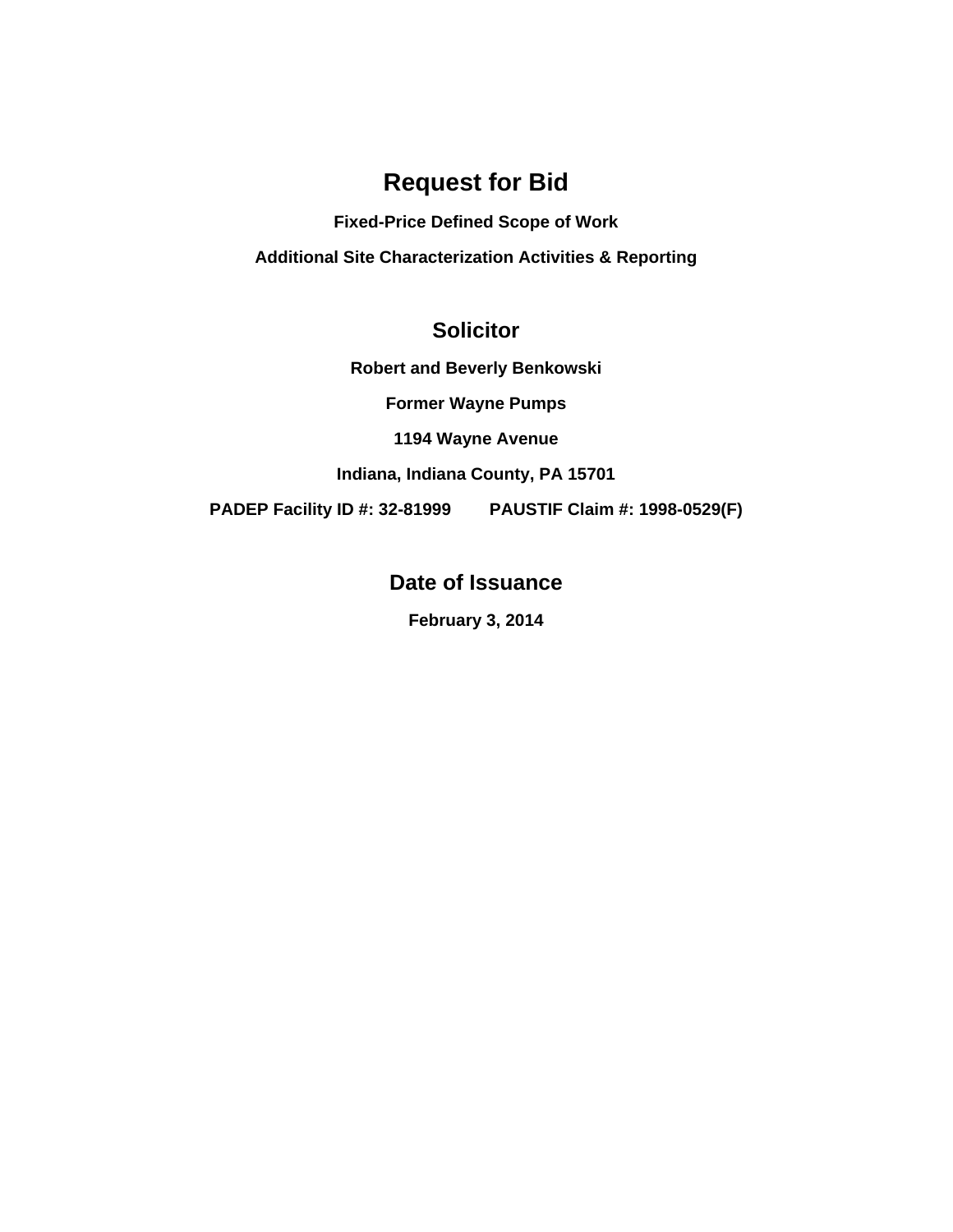# Request for Bid

**Fixed-Price Defined Scope of Work**

**Additional Site Characterization Activities & Reporting**

## Solicitor

**Robert and Beverly Benkowski**

**Former Wayne Pumps**

**1194 Wayne Avenue**

**Indiana, Indiana County, PA 15701**

**PADEP Facility ID #: 32-81999 PAUSTIF Claim #: 1998-0529(F)**

## Date of Issuance

**February 3, 2014**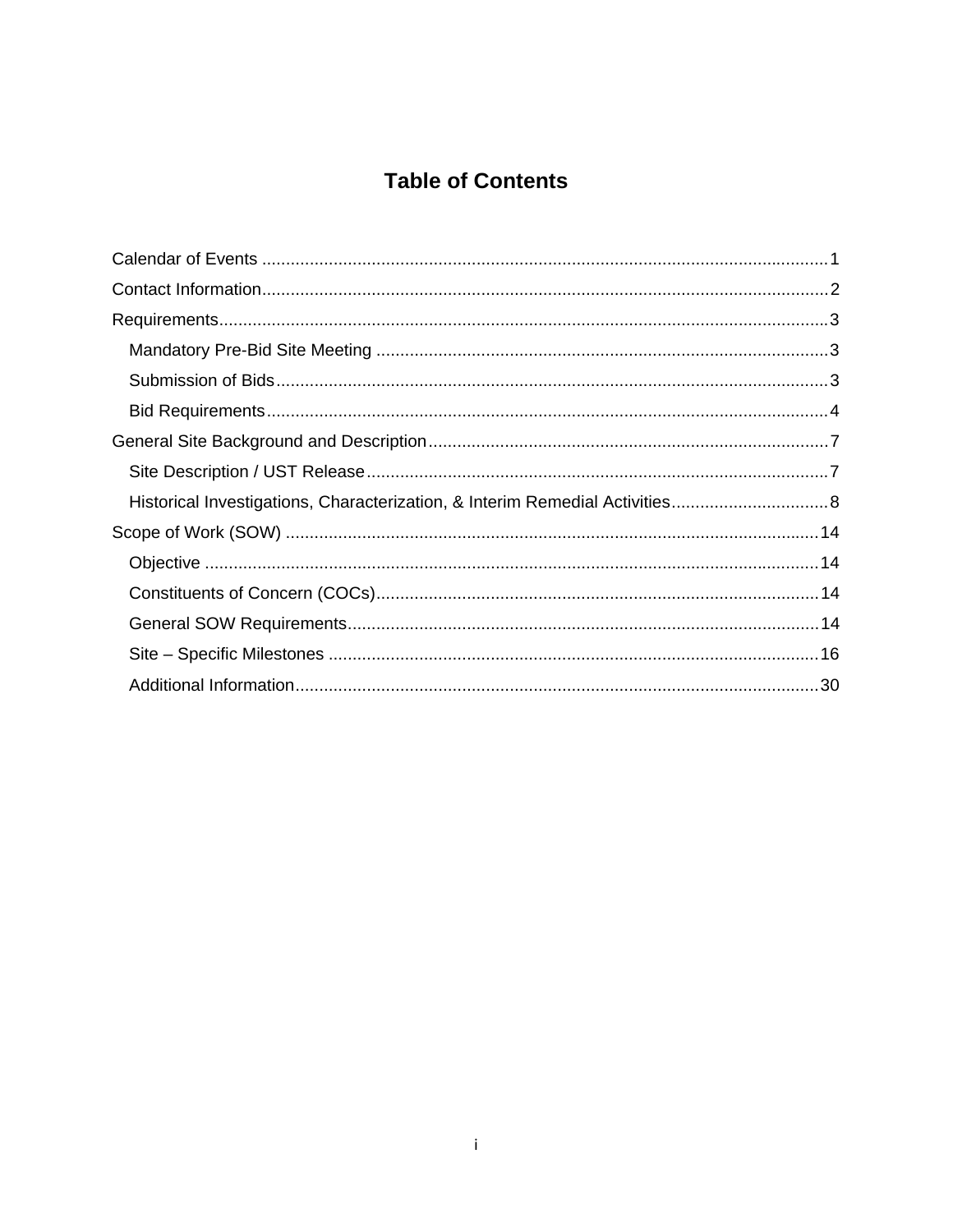# Table of Contents

Calendar of Events ........................................................................................................ 1

Contact Information........................................................................................................ 2

Requirements................................................................................................................. 3

- Mandatory Pre-Bid Site Meeting ................................................................................ 3
- Submission of Bids..................................................................................................... 3
- Bid Requirements....................................................................................................... 4

General Site Background and Description...................................................................... 7

- Site Description / UST Release.................................................................................. 7
- Historical Investigations, Characterization, & Interim Remedial Activities.................................. 8

Scope of Work (SOW) ................................................................................................. 14

- Objective ................................................................................................................. 14
- Constituents of Concern (COCs)............................................................................... 14
- General SOW Requirements..................................................................................... 14
- Site – Specific Milestones ........................................................................................ 16
- Additional Information............................................................................................... 30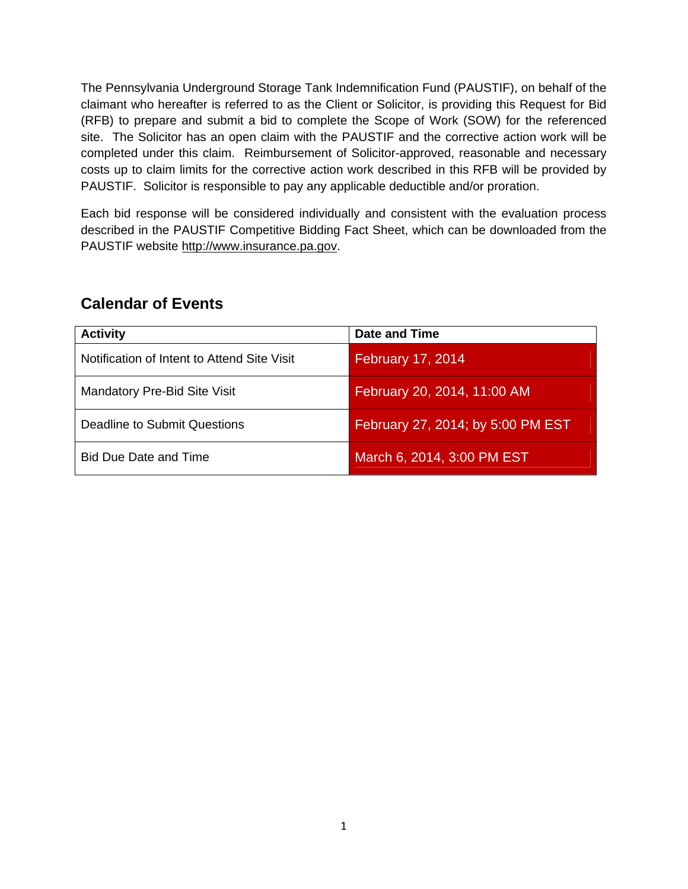The Pennsylvania Underground Storage Tank Indemnification Fund (PAUSTIF), on behalf of the claimant who hereafter is referred to as the Client or Solicitor, is providing this Request for Bid (RFB) to prepare and submit a bid to complete the Scope of Work (SOW) for the referenced site. The Solicitor has an open claim with the PAUSTIF and the corrective action work will be completed under this claim. Reimbursement of Solicitor-approved, reasonable and necessary costs up to claim limits for the corrective action work described in this RFB will be provided by PAUSTIF. Solicitor is responsible to pay any applicable deductible and/or proration.

Each bid response will be considered individually and consistent with the evaluation process described in the PAUSTIF Competitive Bidding Fact Sheet, which can be downloaded from the PAUSTIF website http://www.insurance.pa.gov.

## Calendar of Events

| Activity | Date and Time |
|---|---|
| Notification of Intent to Attend Site Visit | February 17, 2014 |
| Mandatory Pre-Bid Site Visit | February 20, 2014, 11:00 AM |
| Deadline to Submit Questions | February 27, 2014; by 5:00 PM EST |
| Bid Due Date and Time | March 6, 2014, 3:00 PM EST |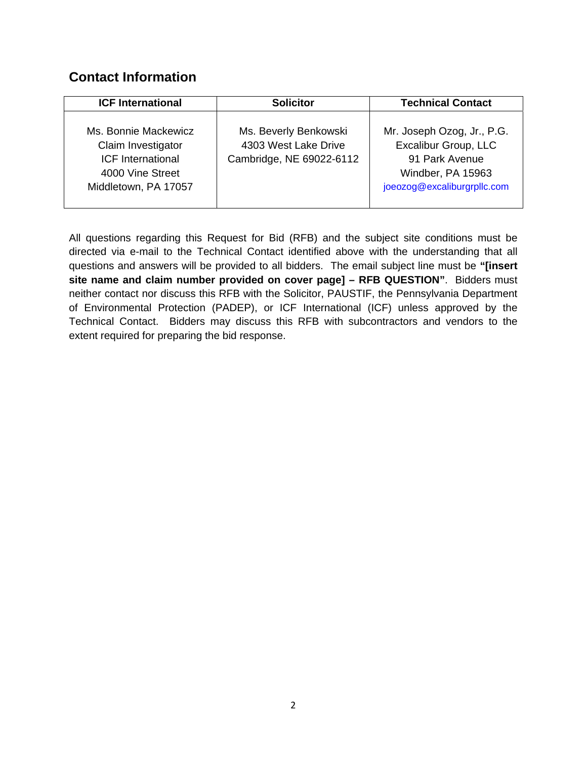## Contact Information

| ICF International | Solicitor | Technical Contact |
|---|---|---|
| Ms. Bonnie Mackewicz<br>Claim Investigator<br>ICF International<br>4000 Vine Street<br>Middletown, PA 17057 | Ms. Beverly Benkowski<br>4303 West Lake Drive<br>Cambridge, NE 69022-6112 | Mr. Joseph Ozog, Jr., P.G.<br>Excalibur Group, LLC<br>91 Park Avenue<br>Windber, PA 15963<br>joeozog@excaliburgrpllc.com |

All questions regarding this Request for Bid (RFB) and the subject site conditions must be directed via e-mail to the Technical Contact identified above with the understanding that all questions and answers will be provided to all bidders. The email subject line must be **"[insert site name and claim number provided on cover page] – RFB QUESTION"**. Bidders must neither contact nor discuss this RFB with the Solicitor, PAUSTIF, the Pennsylvania Department of Environmental Protection (PADEP), or ICF International (ICF) unless approved by the Technical Contact. Bidders may discuss this RFB with subcontractors and vendors to the extent required for preparing the bid response.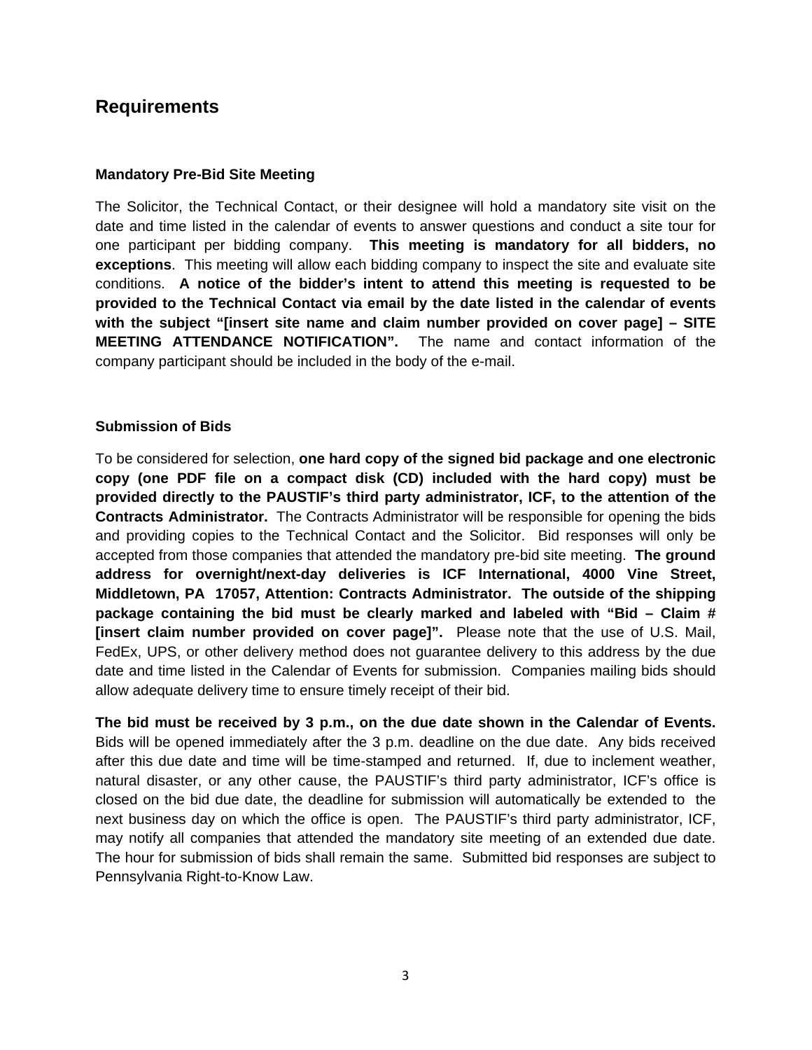## Requirements

### Mandatory Pre-Bid Site Meeting

The Solicitor, the Technical Contact, or their designee will hold a mandatory site visit on the date and time listed in the calendar of events to answer questions and conduct a site tour for one participant per bidding company. **This meeting is mandatory for all bidders, no exceptions**. This meeting will allow each bidding company to inspect the site and evaluate site conditions. **A notice of the bidder's intent to attend this meeting is requested to be provided to the Technical Contact via email by the date listed in the calendar of events with the subject "[insert site name and claim number provided on cover page] – SITE MEETING ATTENDANCE NOTIFICATION".** The name and contact information of the company participant should be included in the body of the e-mail.

### Submission of Bids

To be considered for selection, **one hard copy of the signed bid package and one electronic copy (one PDF file on a compact disk (CD) included with the hard copy) must be provided directly to the PAUSTIF's third party administrator, ICF, to the attention of the Contracts Administrator.** The Contracts Administrator will be responsible for opening the bids and providing copies to the Technical Contact and the Solicitor. Bid responses will only be accepted from those companies that attended the mandatory pre-bid site meeting. **The ground address for overnight/next-day deliveries is ICF International, 4000 Vine Street, Middletown, PA 17057, Attention: Contracts Administrator. The outside of the shipping package containing the bid must be clearly marked and labeled with "Bid – Claim # [insert claim number provided on cover page]".** Please note that the use of U.S. Mail, FedEx, UPS, or other delivery method does not guarantee delivery to this address by the due date and time listed in the Calendar of Events for submission. Companies mailing bids should allow adequate delivery time to ensure timely receipt of their bid.

**The bid must be received by 3 p.m., on the due date shown in the Calendar of Events.** Bids will be opened immediately after the 3 p.m. deadline on the due date. Any bids received after this due date and time will be time-stamped and returned. If, due to inclement weather, natural disaster, or any other cause, the PAUSTIF's third party administrator, ICF's office is closed on the bid due date, the deadline for submission will automatically be extended to the next business day on which the office is open. The PAUSTIF's third party administrator, ICF, may notify all companies that attended the mandatory site meeting of an extended due date. The hour for submission of bids shall remain the same. Submitted bid responses are subject to Pennsylvania Right-to-Know Law.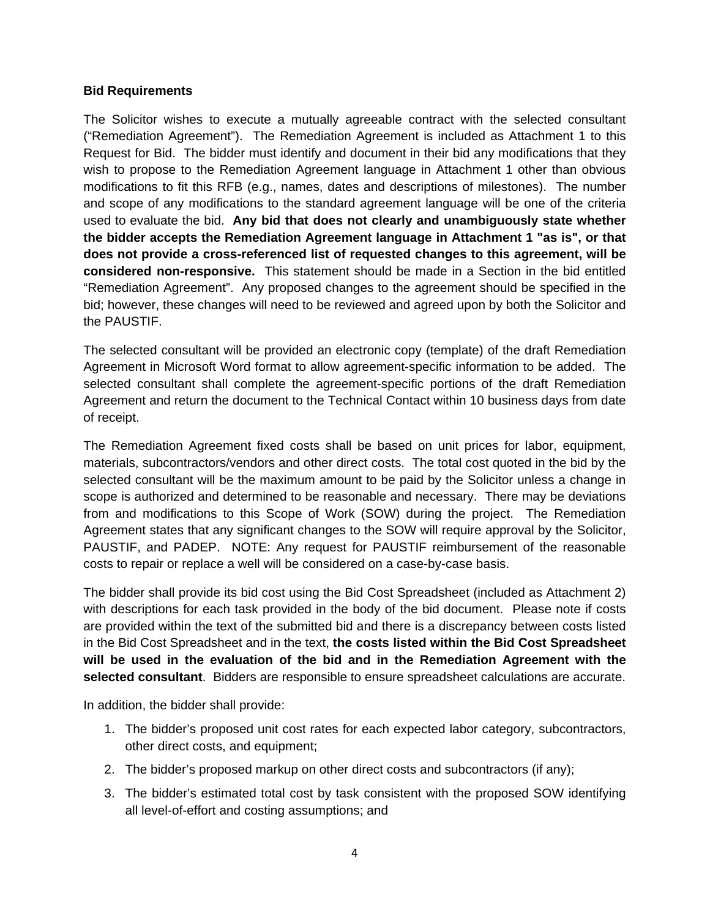**Bid Requirements**

The Solicitor wishes to execute a mutually agreeable contract with the selected consultant ("Remediation Agreement"). The Remediation Agreement is included as Attachment 1 to this Request for Bid. The bidder must identify and document in their bid any modifications that they wish to propose to the Remediation Agreement language in Attachment 1 other than obvious modifications to fit this RFB (e.g., names, dates and descriptions of milestones). The number and scope of any modifications to the standard agreement language will be one of the criteria used to evaluate the bid. **Any bid that does not clearly and unambiguously state whether the bidder accepts the Remediation Agreement language in Attachment 1 "as is", or that does not provide a cross-referenced list of requested changes to this agreement, will be considered non-responsive.** This statement should be made in a Section in the bid entitled "Remediation Agreement". Any proposed changes to the agreement should be specified in the bid; however, these changes will need to be reviewed and agreed upon by both the Solicitor and the PAUSTIF.

The selected consultant will be provided an electronic copy (template) of the draft Remediation Agreement in Microsoft Word format to allow agreement-specific information to be added. The selected consultant shall complete the agreement-specific portions of the draft Remediation Agreement and return the document to the Technical Contact within 10 business days from date of receipt.

The Remediation Agreement fixed costs shall be based on unit prices for labor, equipment, materials, subcontractors/vendors and other direct costs. The total cost quoted in the bid by the selected consultant will be the maximum amount to be paid by the Solicitor unless a change in scope is authorized and determined to be reasonable and necessary. There may be deviations from and modifications to this Scope of Work (SOW) during the project. The Remediation Agreement states that any significant changes to the SOW will require approval by the Solicitor, PAUSTIF, and PADEP. NOTE: Any request for PAUSTIF reimbursement of the reasonable costs to repair or replace a well will be considered on a case-by-case basis.

The bidder shall provide its bid cost using the Bid Cost Spreadsheet (included as Attachment 2) with descriptions for each task provided in the body of the bid document. Please note if costs are provided within the text of the submitted bid and there is a discrepancy between costs listed in the Bid Cost Spreadsheet and in the text, **the costs listed within the Bid Cost Spreadsheet will be used in the evaluation of the bid and in the Remediation Agreement with the selected consultant**. Bidders are responsible to ensure spreadsheet calculations are accurate.

In addition, the bidder shall provide:

1. The bidder's proposed unit cost rates for each expected labor category, subcontractors, other direct costs, and equipment;
2. The bidder's proposed markup on other direct costs and subcontractors (if any);
3. The bidder's estimated total cost by task consistent with the proposed SOW identifying all level-of-effort and costing assumptions; and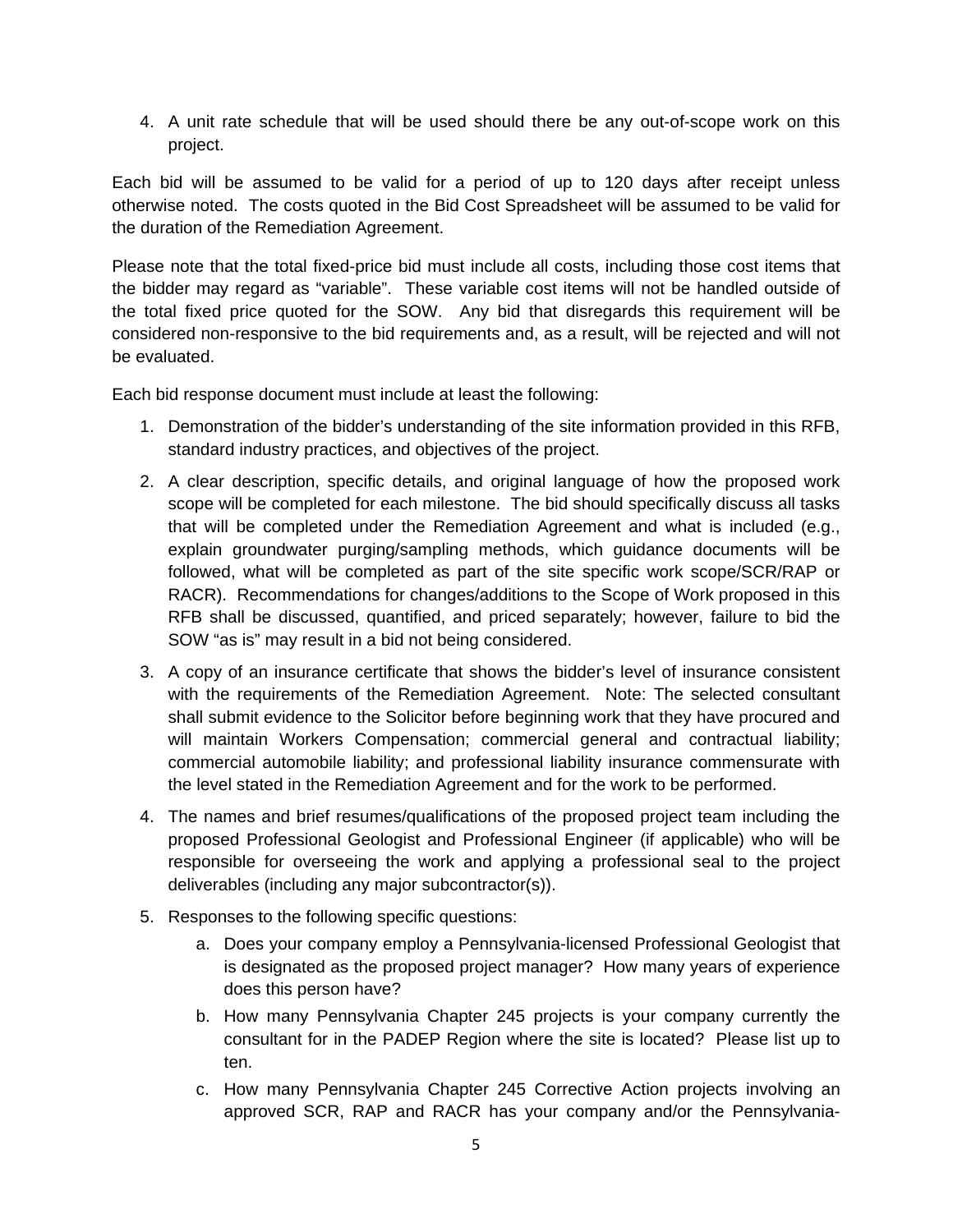4. A unit rate schedule that will be used should there be any out-of-scope work on this project.

Each bid will be assumed to be valid for a period of up to 120 days after receipt unless otherwise noted. The costs quoted in the Bid Cost Spreadsheet will be assumed to be valid for the duration of the Remediation Agreement.

Please note that the total fixed-price bid must include all costs, including those cost items that the bidder may regard as "variable". These variable cost items will not be handled outside of the total fixed price quoted for the SOW. Any bid that disregards this requirement will be considered non-responsive to the bid requirements and, as a result, will be rejected and will not be evaluated.

Each bid response document must include at least the following:

1. Demonstration of the bidder's understanding of the site information provided in this RFB, standard industry practices, and objectives of the project.
2. A clear description, specific details, and original language of how the proposed work scope will be completed for each milestone. The bid should specifically discuss all tasks that will be completed under the Remediation Agreement and what is included (e.g., explain groundwater purging/sampling methods, which guidance documents will be followed, what will be completed as part of the site specific work scope/SCR/RAP or RACR). Recommendations for changes/additions to the Scope of Work proposed in this RFB shall be discussed, quantified, and priced separately; however, failure to bid the SOW "as is" may result in a bid not being considered.
3. A copy of an insurance certificate that shows the bidder's level of insurance consistent with the requirements of the Remediation Agreement. Note: The selected consultant shall submit evidence to the Solicitor before beginning work that they have procured and will maintain Workers Compensation; commercial general and contractual liability; commercial automobile liability; and professional liability insurance commensurate with the level stated in the Remediation Agreement and for the work to be performed.
4. The names and brief resumes/qualifications of the proposed project team including the proposed Professional Geologist and Professional Engineer (if applicable) who will be responsible for overseeing the work and applying a professional seal to the project deliverables (including any major subcontractor(s)).
5. Responses to the following specific questions:
   a. Does your company employ a Pennsylvania-licensed Professional Geologist that is designated as the proposed project manager? How many years of experience does this person have?
   b. How many Pennsylvania Chapter 245 projects is your company currently the consultant for in the PADEP Region where the site is located? Please list up to ten.
   c. How many Pennsylvania Chapter 245 Corrective Action projects involving an approved SCR, RAP and RACR has your company and/or the Pennsylvania-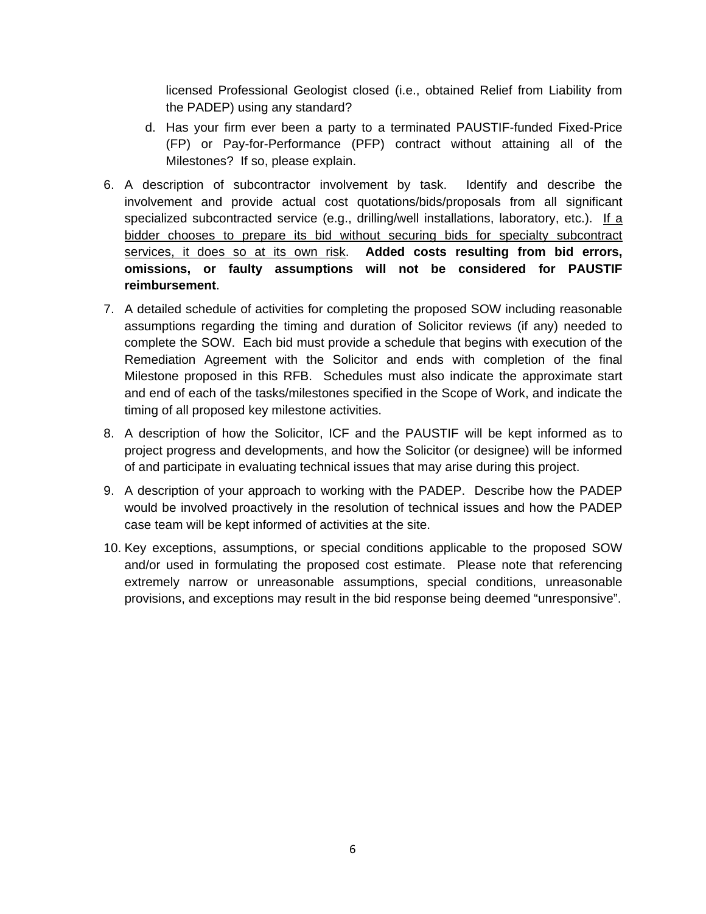licensed Professional Geologist closed (i.e., obtained Relief from Liability from the PADEP) using any standard?

   d. Has your firm ever been a party to a terminated PAUSTIF-funded Fixed-Price (FP) or Pay-for-Performance (PFP) contract without attaining all of the Milestones? If so, please explain.

6. A description of subcontractor involvement by task. Identify and describe the involvement and provide actual cost quotations/bids/proposals from all significant specialized subcontracted service (e.g., drilling/well installations, laboratory, etc.). <u>If a bidder chooses to prepare its bid without securing bids for specialty subcontract services, it does so at its own risk</u>. **Added costs resulting from bid errors, omissions, or faulty assumptions will not be considered for PAUSTIF reimbursement**.

7. A detailed schedule of activities for completing the proposed SOW including reasonable assumptions regarding the timing and duration of Solicitor reviews (if any) needed to complete the SOW. Each bid must provide a schedule that begins with execution of the Remediation Agreement with the Solicitor and ends with completion of the final Milestone proposed in this RFB. Schedules must also indicate the approximate start and end of each of the tasks/milestones specified in the Scope of Work, and indicate the timing of all proposed key milestone activities.

8. A description of how the Solicitor, ICF and the PAUSTIF will be kept informed as to project progress and developments, and how the Solicitor (or designee) will be informed of and participate in evaluating technical issues that may arise during this project.

9. A description of your approach to working with the PADEP. Describe how the PADEP would be involved proactively in the resolution of technical issues and how the PADEP case team will be kept informed of activities at the site.

10. Key exceptions, assumptions, or special conditions applicable to the proposed SOW and/or used in formulating the proposed cost estimate. Please note that referencing extremely narrow or unreasonable assumptions, special conditions, unreasonable provisions, and exceptions may result in the bid response being deemed "unresponsive".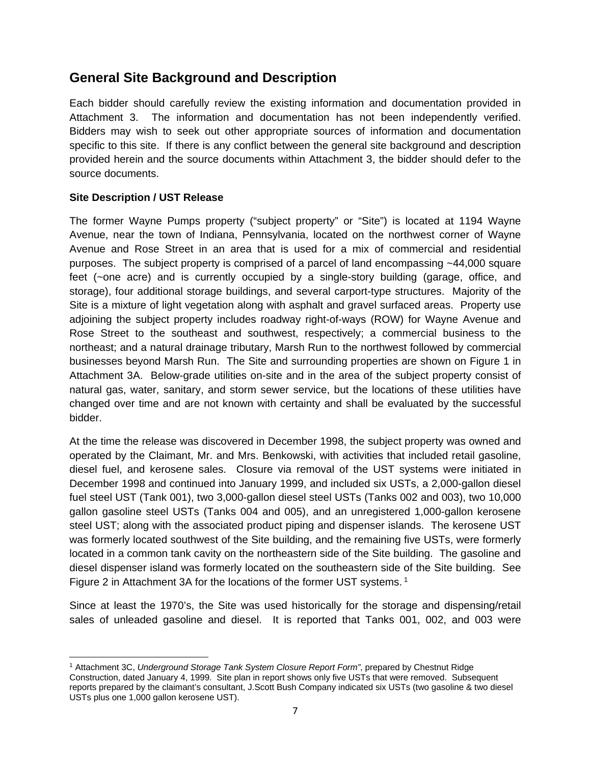## General Site Background and Description

Each bidder should carefully review the existing information and documentation provided in Attachment 3. The information and documentation has not been independently verified. Bidders may wish to seek out other appropriate sources of information and documentation specific to this site. If there is any conflict between the general site background and description provided herein and the source documents within Attachment 3, the bidder should defer to the source documents.

### Site Description / UST Release

The former Wayne Pumps property ("subject property" or "Site") is located at 1194 Wayne Avenue, near the town of Indiana, Pennsylvania, located on the northwest corner of Wayne Avenue and Rose Street in an area that is used for a mix of commercial and residential purposes. The subject property is comprised of a parcel of land encompassing ~44,000 square feet (~one acre) and is currently occupied by a single-story building (garage, office, and storage), four additional storage buildings, and several carport-type structures. Majority of the Site is a mixture of light vegetation along with asphalt and gravel surfaced areas. Property use adjoining the subject property includes roadway right-of-ways (ROW) for Wayne Avenue and Rose Street to the southeast and southwest, respectively; a commercial business to the northeast; and a natural drainage tributary, Marsh Run to the northwest followed by commercial businesses beyond Marsh Run. The Site and surrounding properties are shown on Figure 1 in Attachment 3A. Below-grade utilities on-site and in the area of the subject property consist of natural gas, water, sanitary, and storm sewer service, but the locations of these utilities have changed over time and are not known with certainty and shall be evaluated by the successful bidder.

At the time the release was discovered in December 1998, the subject property was owned and operated by the Claimant, Mr. and Mrs. Benkowski, with activities that included retail gasoline, diesel fuel, and kerosene sales. Closure via removal of the UST systems were initiated in December 1998 and continued into January 1999, and included six USTs, a 2,000-gallon diesel fuel steel UST (Tank 001), two 3,000-gallon diesel steel USTs (Tanks 002 and 003), two 10,000 gallon gasoline steel USTs (Tanks 004 and 005), and an unregistered 1,000-gallon kerosene steel UST; along with the associated product piping and dispenser islands. The kerosene UST was formerly located southwest of the Site building, and the remaining five USTs, were formerly located in a common tank cavity on the northeastern side of the Site building. The gasoline and diesel dispenser island was formerly located on the southeastern side of the Site building. See Figure 2 in Attachment 3A for the locations of the former UST systems. [1]

Since at least the 1970's, the Site was used historically for the storage and dispensing/retail sales of unleaded gasoline and diesel. It is reported that Tanks 001, 002, and 003 were

---

[1] Attachment 3C, *Underground Storage Tank System Closure Report Form"*, prepared by Chestnut Ridge Construction, dated January 4, 1999. Site plan in report shows only five USTs that were removed. Subsequent reports prepared by the claimant's consultant, J.Scott Bush Company indicated six USTs (two gasoline & two diesel USTs plus one 1,000 gallon kerosene UST).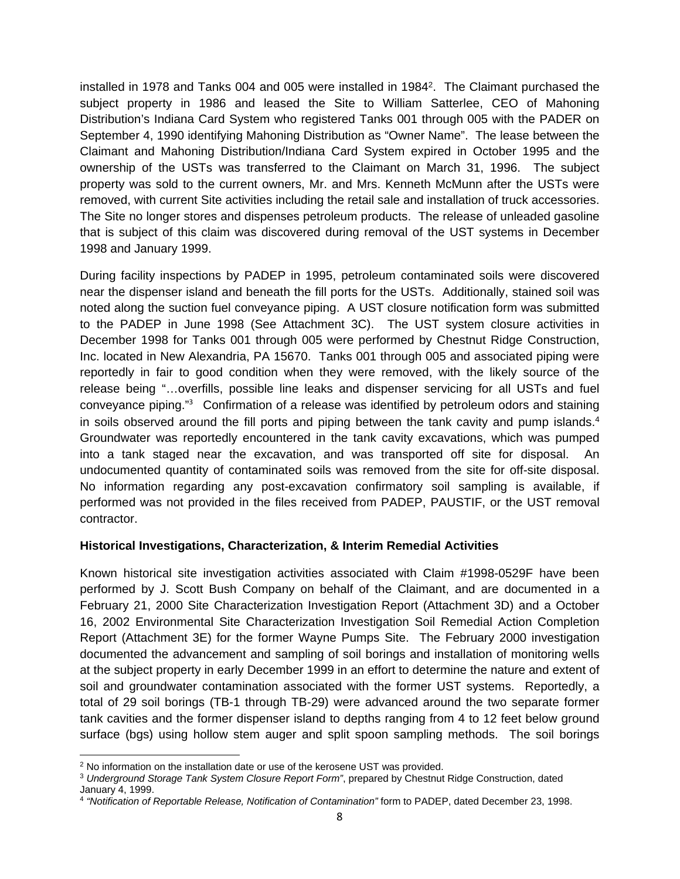installed in 1978 and Tanks 004 and 005 were installed in 1984[2]. The Claimant purchased the subject property in 1986 and leased the Site to William Satterlee, CEO of Mahoning Distribution's Indiana Card System who registered Tanks 001 through 005 with the PADER on September 4, 1990 identifying Mahoning Distribution as "Owner Name". The lease between the Claimant and Mahoning Distribution/Indiana Card System expired in October 1995 and the ownership of the USTs was transferred to the Claimant on March 31, 1996. The subject property was sold to the current owners, Mr. and Mrs. Kenneth McMunn after the USTs were removed, with current Site activities including the retail sale and installation of truck accessories. The Site no longer stores and dispenses petroleum products. The release of unleaded gasoline that is subject of this claim was discovered during removal of the UST systems in December 1998 and January 1999.

During facility inspections by PADEP in 1995, petroleum contaminated soils were discovered near the dispenser island and beneath the fill ports for the USTs. Additionally, stained soil was noted along the suction fuel conveyance piping. A UST closure notification form was submitted to the PADEP in June 1998 (See Attachment 3C). The UST system closure activities in December 1998 for Tanks 001 through 005 were performed by Chestnut Ridge Construction, Inc. located in New Alexandria, PA 15670. Tanks 001 through 005 and associated piping were reportedly in fair to good condition when they were removed, with the likely source of the release being "…overfills, possible line leaks and dispenser servicing for all USTs and fuel conveyance piping."[3] Confirmation of a release was identified by petroleum odors and staining in soils observed around the fill ports and piping between the tank cavity and pump islands.[4] Groundwater was reportedly encountered in the tank cavity excavations, which was pumped into a tank staged near the excavation, and was transported off site for disposal. An undocumented quantity of contaminated soils was removed from the site for off-site disposal. No information regarding any post-excavation confirmatory soil sampling is available, if performed was not provided in the files received from PADEP, PAUSTIF, or the UST removal contractor.

**Historical Investigations, Characterization, & Interim Remedial Activities**

Known historical site investigation activities associated with Claim #1998-0529F have been performed by J. Scott Bush Company on behalf of the Claimant, and are documented in a February 21, 2000 Site Characterization Investigation Report (Attachment 3D) and a October 16, 2002 Environmental Site Characterization Investigation Soil Remedial Action Completion Report (Attachment 3E) for the former Wayne Pumps Site. The February 2000 investigation documented the advancement and sampling of soil borings and installation of monitoring wells at the subject property in early December 1999 in an effort to determine the nature and extent of soil and groundwater contamination associated with the former UST systems. Reportedly, a total of 29 soil borings (TB-1 through TB-29) were advanced around the two separate former tank cavities and the former dispenser island to depths ranging from 4 to 12 feet below ground surface (bgs) using hollow stem auger and split spoon sampling methods. The soil borings

[2] No information on the installation date or use of the kerosene UST was provided.

[3] *Underground Storage Tank System Closure Report Form"*, prepared by Chestnut Ridge Construction, dated January 4, 1999.

[4] *"Notification of Reportable Release, Notification of Contamination"* form to PADEP, dated December 23, 1998.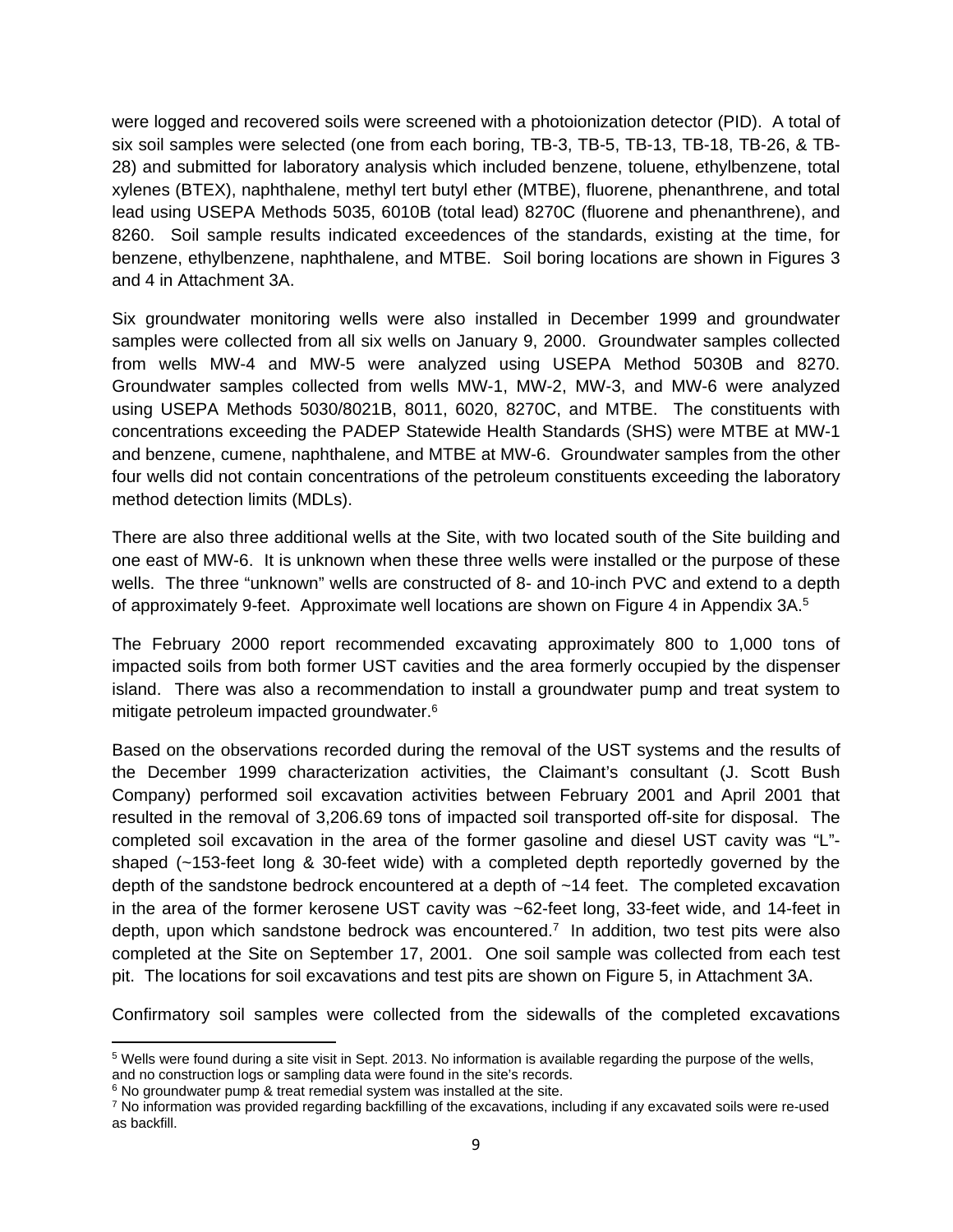were logged and recovered soils were screened with a photoionization detector (PID). A total of six soil samples were selected (one from each boring, TB-3, TB-5, TB-13, TB-18, TB-26, & TB-28) and submitted for laboratory analysis which included benzene, toluene, ethylbenzene, total xylenes (BTEX), naphthalene, methyl tert butyl ether (MTBE), fluorene, phenanthrene, and total lead using USEPA Methods 5035, 6010B (total lead) 8270C (fluorene and phenanthrene), and 8260. Soil sample results indicated exceedences of the standards, existing at the time, for benzene, ethylbenzene, naphthalene, and MTBE. Soil boring locations are shown in Figures 3 and 4 in Attachment 3A.

Six groundwater monitoring wells were also installed in December 1999 and groundwater samples were collected from all six wells on January 9, 2000. Groundwater samples collected from wells MW-4 and MW-5 were analyzed using USEPA Method 5030B and 8270. Groundwater samples collected from wells MW-1, MW-2, MW-3, and MW-6 were analyzed using USEPA Methods 5030/8021B, 8011, 6020, 8270C, and MTBE. The constituents with concentrations exceeding the PADEP Statewide Health Standards (SHS) were MTBE at MW-1 and benzene, cumene, naphthalene, and MTBE at MW-6. Groundwater samples from the other four wells did not contain concentrations of the petroleum constituents exceeding the laboratory method detection limits (MDLs).

There are also three additional wells at the Site, with two located south of the Site building and one east of MW-6. It is unknown when these three wells were installed or the purpose of these wells. The three "unknown" wells are constructed of 8- and 10-inch PVC and extend to a depth of approximately 9-feet. Approximate well locations are shown on Figure 4 in Appendix 3A.[5]

The February 2000 report recommended excavating approximately 800 to 1,000 tons of impacted soils from both former UST cavities and the area formerly occupied by the dispenser island. There was also a recommendation to install a groundwater pump and treat system to mitigate petroleum impacted groundwater.[6]

Based on the observations recorded during the removal of the UST systems and the results of the December 1999 characterization activities, the Claimant's consultant (J. Scott Bush Company) performed soil excavation activities between February 2001 and April 2001 that resulted in the removal of 3,206.69 tons of impacted soil transported off-site for disposal. The completed soil excavation in the area of the former gasoline and diesel UST cavity was "L"-shaped (~153-feet long & 30-feet wide) with a completed depth reportedly governed by the depth of the sandstone bedrock encountered at a depth of ~14 feet. The completed excavation in the area of the former kerosene UST cavity was ~62-feet long, 33-feet wide, and 14-feet in depth, upon which sandstone bedrock was encountered.[7] In addition, two test pits were also completed at the Site on September 17, 2001. One soil sample was collected from each test pit. The locations for soil excavations and test pits are shown on Figure 5, in Attachment 3A.

Confirmatory soil samples were collected from the sidewalls of the completed excavations

---

[5] Wells were found during a site visit in Sept. 2013. No information is available regarding the purpose of the wells, and no construction logs or sampling data were found in the site's records.

[6] No groundwater pump & treat remedial system was installed at the site.

[7] No information was provided regarding backfilling of the excavations, including if any excavated soils were re-used as backfill.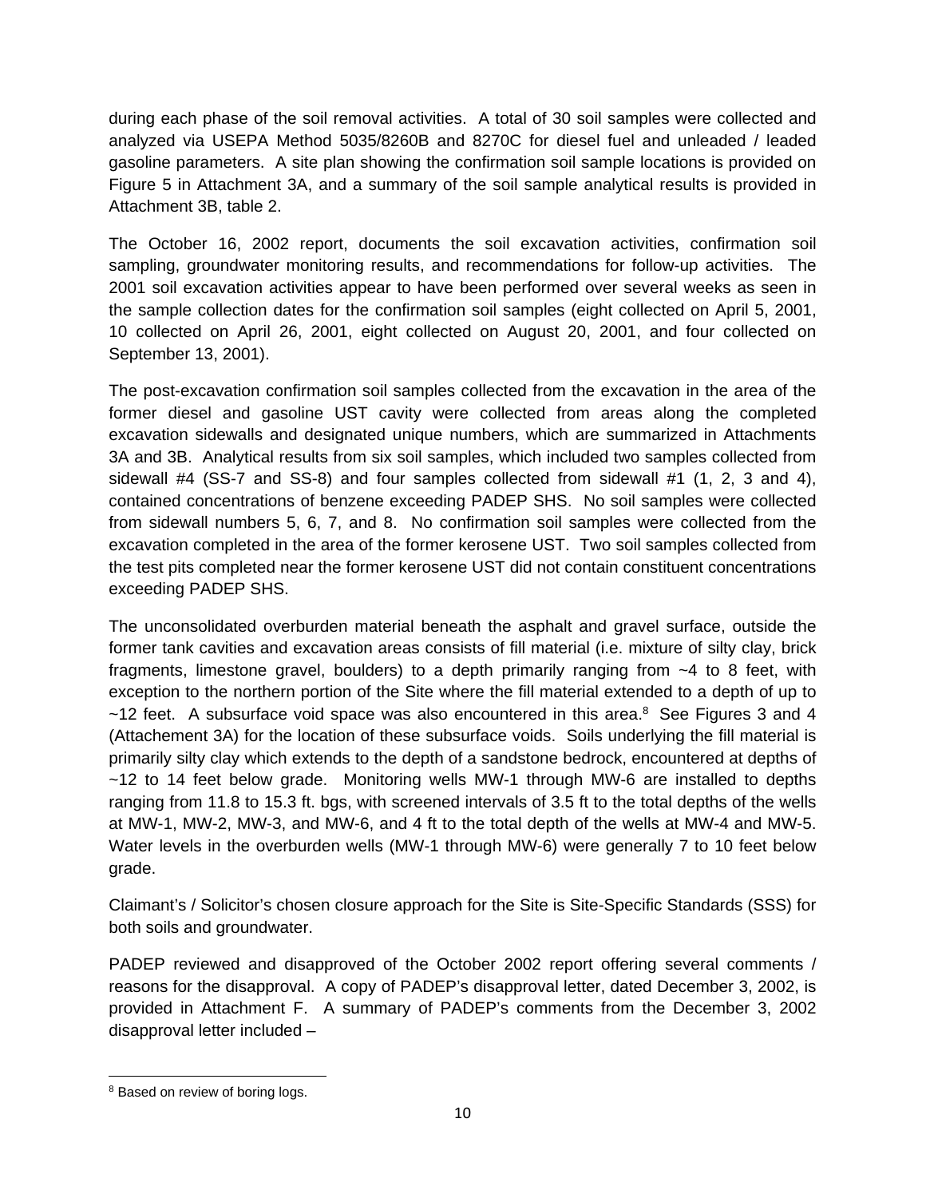during each phase of the soil removal activities. A total of 30 soil samples were collected and analyzed via USEPA Method 5035/8260B and 8270C for diesel fuel and unleaded / leaded gasoline parameters. A site plan showing the confirmation soil sample locations is provided on Figure 5 in Attachment 3A, and a summary of the soil sample analytical results is provided in Attachment 3B, table 2.

The October 16, 2002 report, documents the soil excavation activities, confirmation soil sampling, groundwater monitoring results, and recommendations for follow-up activities. The 2001 soil excavation activities appear to have been performed over several weeks as seen in the sample collection dates for the confirmation soil samples (eight collected on April 5, 2001, 10 collected on April 26, 2001, eight collected on August 20, 2001, and four collected on September 13, 2001).

The post-excavation confirmation soil samples collected from the excavation in the area of the former diesel and gasoline UST cavity were collected from areas along the completed excavation sidewalls and designated unique numbers, which are summarized in Attachments 3A and 3B. Analytical results from six soil samples, which included two samples collected from sidewall #4 (SS-7 and SS-8) and four samples collected from sidewall #1 (1, 2, 3 and 4), contained concentrations of benzene exceeding PADEP SHS. No soil samples were collected from sidewall numbers 5, 6, 7, and 8. No confirmation soil samples were collected from the excavation completed in the area of the former kerosene UST. Two soil samples collected from the test pits completed near the former kerosene UST did not contain constituent concentrations exceeding PADEP SHS.

The unconsolidated overburden material beneath the asphalt and gravel surface, outside the former tank cavities and excavation areas consists of fill material (i.e. mixture of silty clay, brick fragments, limestone gravel, boulders) to a depth primarily ranging from ~4 to 8 feet, with exception to the northern portion of the Site where the fill material extended to a depth of up to ~12 feet. A subsurface void space was also encountered in this area.[8] See Figures 3 and 4 (Attachement 3A) for the location of these subsurface voids. Soils underlying the fill material is primarily silty clay which extends to the depth of a sandstone bedrock, encountered at depths of ~12 to 14 feet below grade. Monitoring wells MW-1 through MW-6 are installed to depths ranging from 11.8 to 15.3 ft. bgs, with screened intervals of 3.5 ft to the total depths of the wells at MW-1, MW-2, MW-3, and MW-6, and 4 ft to the total depth of the wells at MW-4 and MW-5. Water levels in the overburden wells (MW-1 through MW-6) were generally 7 to 10 feet below grade.

Claimant's / Solicitor's chosen closure approach for the Site is Site-Specific Standards (SSS) for both soils and groundwater.

PADEP reviewed and disapproved of the October 2002 report offering several comments / reasons for the disapproval. A copy of PADEP's disapproval letter, dated December 3, 2002, is provided in Attachment F. A summary of PADEP's comments from the December 3, 2002 disapproval letter included –

---

[8] Based on review of boring logs.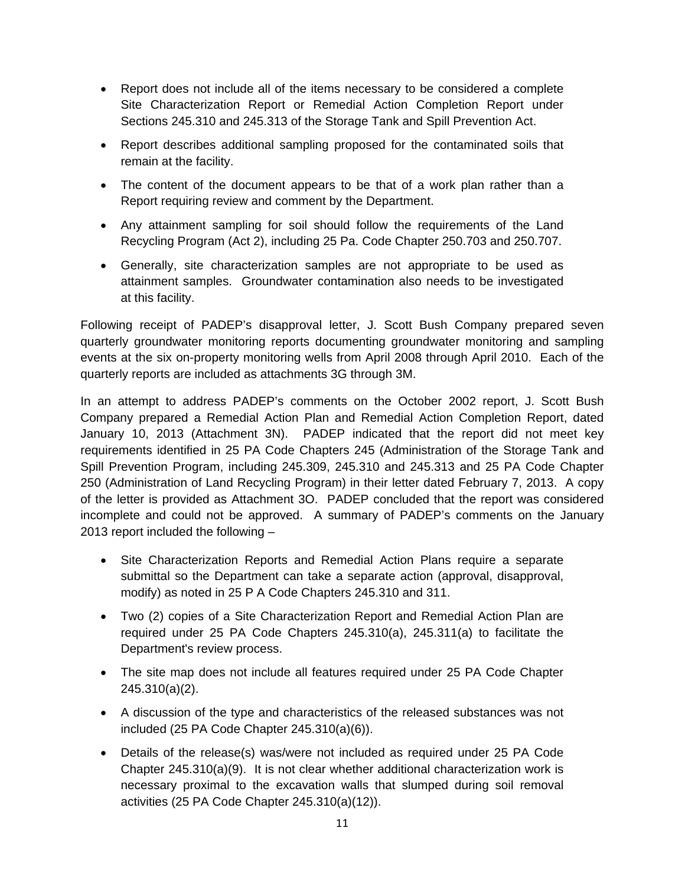- Report does not include all of the items necessary to be considered a complete Site Characterization Report or Remedial Action Completion Report under Sections 245.310 and 245.313 of the Storage Tank and Spill Prevention Act.
- Report describes additional sampling proposed for the contaminated soils that remain at the facility.
- The content of the document appears to be that of a work plan rather than a Report requiring review and comment by the Department.
- Any attainment sampling for soil should follow the requirements of the Land Recycling Program (Act 2), including 25 Pa. Code Chapter 250.703 and 250.707.
- Generally, site characterization samples are not appropriate to be used as attainment samples. Groundwater contamination also needs to be investigated at this facility.

Following receipt of PADEP's disapproval letter, J. Scott Bush Company prepared seven quarterly groundwater monitoring reports documenting groundwater monitoring and sampling events at the six on-property monitoring wells from April 2008 through April 2010. Each of the quarterly reports are included as attachments 3G through 3M.

In an attempt to address PADEP's comments on the October 2002 report, J. Scott Bush Company prepared a Remedial Action Plan and Remedial Action Completion Report, dated January 10, 2013 (Attachment 3N). PADEP indicated that the report did not meet key requirements identified in 25 PA Code Chapters 245 (Administration of the Storage Tank and Spill Prevention Program, including 245.309, 245.310 and 245.313 and 25 PA Code Chapter 250 (Administration of Land Recycling Program) in their letter dated February 7, 2013. A copy of the letter is provided as Attachment 3O. PADEP concluded that the report was considered incomplete and could not be approved. A summary of PADEP's comments on the January 2013 report included the following –

- Site Characterization Reports and Remedial Action Plans require a separate submittal so the Department can take a separate action (approval, disapproval, modify) as noted in 25 P A Code Chapters 245.310 and 311.
- Two (2) copies of a Site Characterization Report and Remedial Action Plan are required under 25 PA Code Chapters 245.310(a), 245.311(a) to facilitate the Department's review process.
- The site map does not include all features required under 25 PA Code Chapter 245.310(a)(2).
- A discussion of the type and characteristics of the released substances was not included (25 PA Code Chapter 245.310(a)(6)).
- Details of the release(s) was/were not included as required under 25 PA Code Chapter 245.310(a)(9). It is not clear whether additional characterization work is necessary proximal to the excavation walls that slumped during soil removal activities (25 PA Code Chapter 245.310(a)(12)).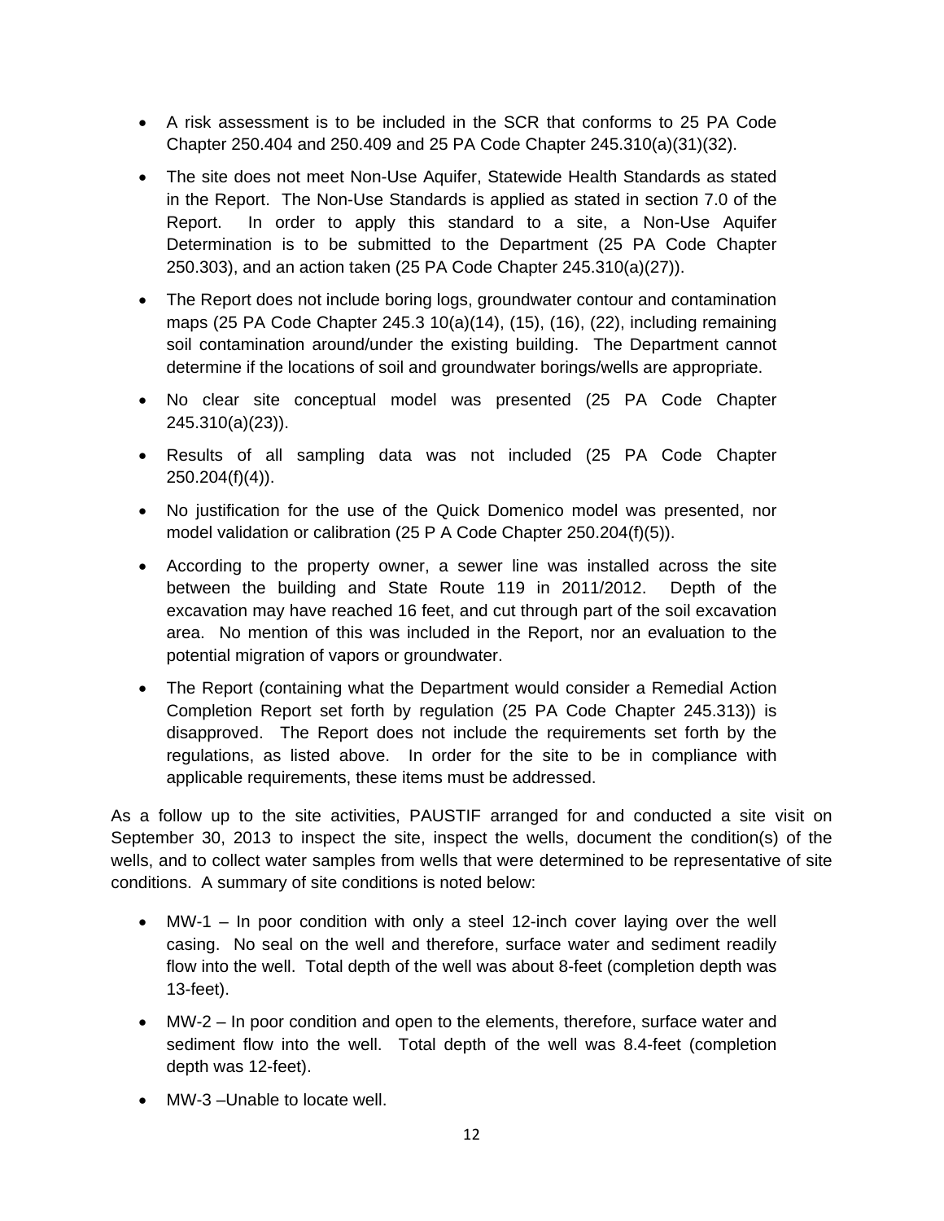- A risk assessment is to be included in the SCR that conforms to 25 PA Code Chapter 250.404 and 250.409 and 25 PA Code Chapter 245.310(a)(31)(32).
- The site does not meet Non-Use Aquifer, Statewide Health Standards as stated in the Report. The Non-Use Standards is applied as stated in section 7.0 of the Report. In order to apply this standard to a site, a Non-Use Aquifer Determination is to be submitted to the Department (25 PA Code Chapter 250.303), and an action taken (25 PA Code Chapter 245.310(a)(27)).
- The Report does not include boring logs, groundwater contour and contamination maps (25 PA Code Chapter 245.3 10(a)(14), (15), (16), (22), including remaining soil contamination around/under the existing building. The Department cannot determine if the locations of soil and groundwater borings/wells are appropriate.
- No clear site conceptual model was presented (25 PA Code Chapter 245.310(a)(23)).
- Results of all sampling data was not included (25 PA Code Chapter 250.204(f)(4)).
- No justification for the use of the Quick Domenico model was presented, nor model validation or calibration (25 P A Code Chapter 250.204(f)(5)).
- According to the property owner, a sewer line was installed across the site between the building and State Route 119 in 2011/2012. Depth of the excavation may have reached 16 feet, and cut through part of the soil excavation area. No mention of this was included in the Report, nor an evaluation to the potential migration of vapors or groundwater.
- The Report (containing what the Department would consider a Remedial Action Completion Report set forth by regulation (25 PA Code Chapter 245.313)) is disapproved. The Report does not include the requirements set forth by the regulations, as listed above. In order for the site to be in compliance with applicable requirements, these items must be addressed.

As a follow up to the site activities, PAUSTIF arranged for and conducted a site visit on September 30, 2013 to inspect the site, inspect the wells, document the condition(s) of the wells, and to collect water samples from wells that were determined to be representative of site conditions. A summary of site conditions is noted below:

- MW-1 – In poor condition with only a steel 12-inch cover laying over the well casing. No seal on the well and therefore, surface water and sediment readily flow into the well. Total depth of the well was about 8-feet (completion depth was 13-feet).
- MW-2 – In poor condition and open to the elements, therefore, surface water and sediment flow into the well. Total depth of the well was 8.4-feet (completion depth was 12-feet).
- MW-3 –Unable to locate well.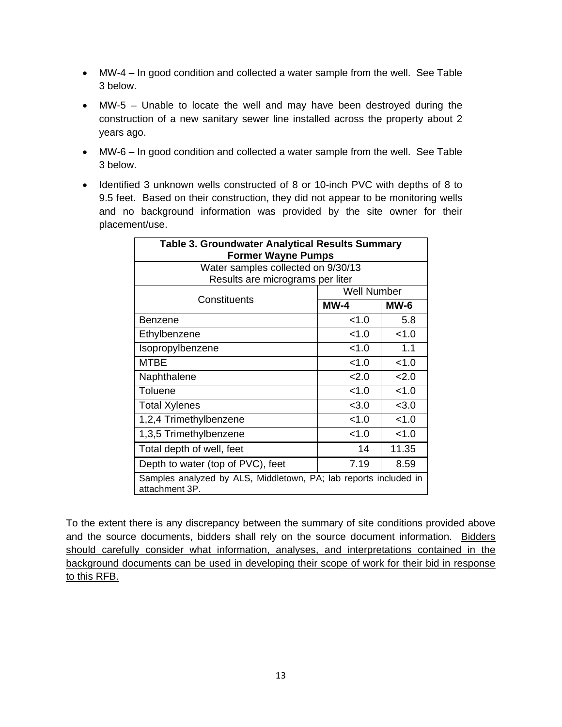- MW-4 – In good condition and collected a water sample from the well. See Table 3 below.
- MW-5 – Unable to locate the well and may have been destroyed during the construction of a new sanitary sewer line installed across the property about 2 years ago.
- MW-6 – In good condition and collected a water sample from the well. See Table 3 below.
- Identified 3 unknown wells constructed of 8 or 10-inch PVC with depths of 8 to 9.5 feet. Based on their construction, they did not appear to be monitoring wells and no background information was provided by the site owner for their placement/use.

**Table 3. Groundwater Analytical Results Summary**
**Former Wayne Pumps**

Water samples collected on 9/30/13
Results are micrograms per liter

| Constituents | Well Number | |
|---|---|---|
| | **MW-4** | **MW-6** |
| Benzene | <1.0 | 5.8 |
| Ethylbenzene | <1.0 | <1.0 |
| Isopropylbenzene | <1.0 | 1.1 |
| MTBE | <1.0 | <1.0 |
| Naphthalene | <2.0 | <2.0 |
| Toluene | <1.0 | <1.0 |
| Total Xylenes | <3.0 | <3.0 |
| 1,2,4 Trimethylbenzene | <1.0 | <1.0 |
| 1,3,5 Trimethylbenzene | <1.0 | <1.0 |
| Total depth of well, feet | 14 | 11.35 |
| Depth to water (top of PVC), feet | 7.19 | 8.59 |

Samples analyzed by ALS, Middletown, PA; lab reports included in attachment 3P.

To the extent there is any discrepancy between the summary of site conditions provided above and the source documents, bidders shall rely on the source document information. Bidders should carefully consider what information, analyses, and interpretations contained in the background documents can be used in developing their scope of work for their bid in response to this RFB.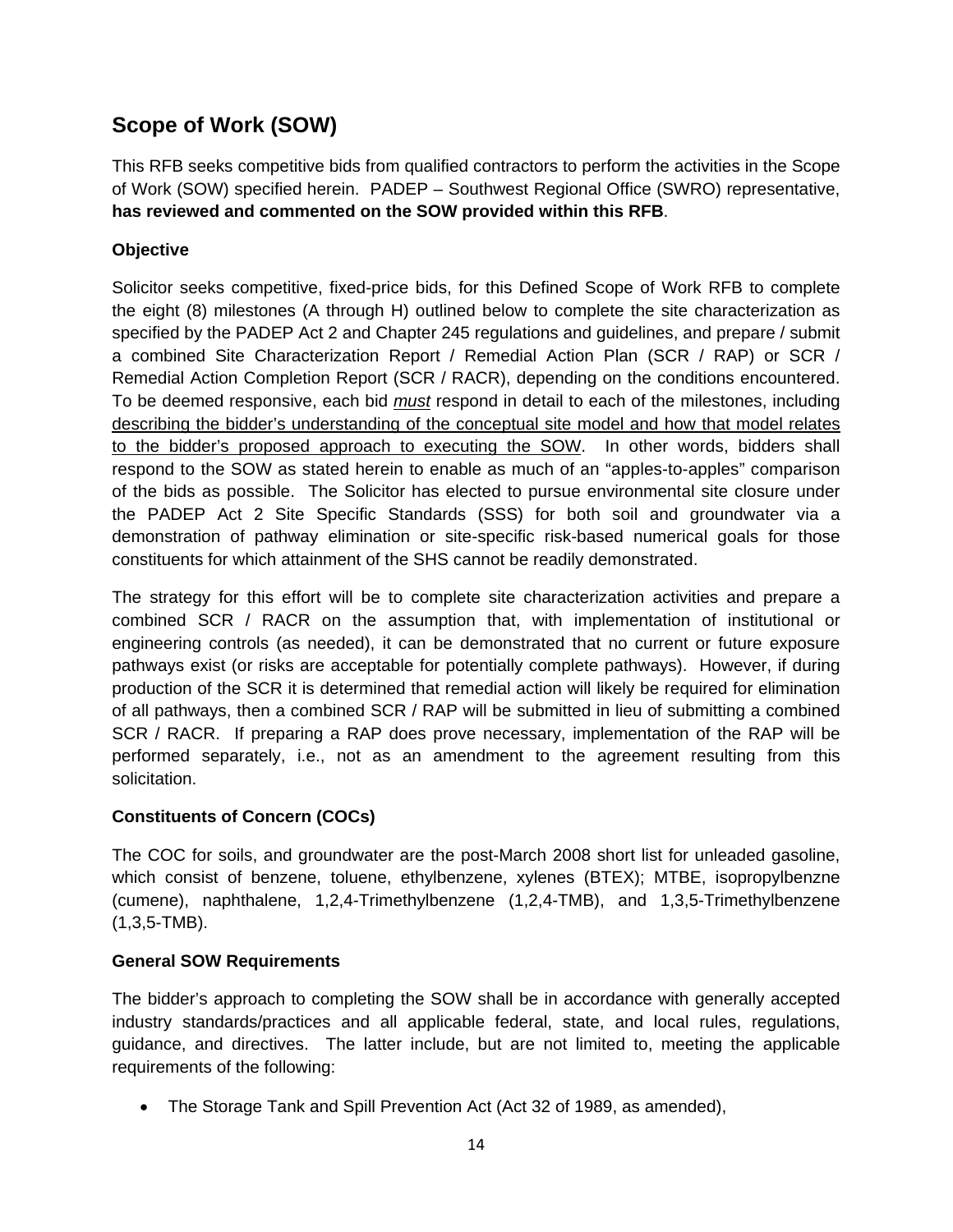## Scope of Work (SOW)

This RFB seeks competitive bids from qualified contractors to perform the activities in the Scope of Work (SOW) specified herein. PADEP – Southwest Regional Office (SWRO) representative, **has reviewed and commented on the SOW provided within this RFB**.

### Objective

Solicitor seeks competitive, fixed-price bids, for this Defined Scope of Work RFB to complete the eight (8) milestones (A through H) outlined below to complete the site characterization as specified by the PADEP Act 2 and Chapter 245 regulations and guidelines, and prepare / submit a combined Site Characterization Report / Remedial Action Plan (SCR / RAP) or SCR / Remedial Action Completion Report (SCR / RACR), depending on the conditions encountered. To be deemed responsive, each bid *must* respond in detail to each of the milestones, including <u>describing the bidder's understanding of the conceptual site model and how that model relates to the bidder's proposed approach to executing the SOW</u>. In other words, bidders shall respond to the SOW as stated herein to enable as much of an "apples-to-apples" comparison of the bids as possible. The Solicitor has elected to pursue environmental site closure under the PADEP Act 2 Site Specific Standards (SSS) for both soil and groundwater via a demonstration of pathway elimination or site-specific risk-based numerical goals for those constituents for which attainment of the SHS cannot be readily demonstrated.

The strategy for this effort will be to complete site characterization activities and prepare a combined SCR / RACR on the assumption that, with implementation of institutional or engineering controls (as needed), it can be demonstrated that no current or future exposure pathways exist (or risks are acceptable for potentially complete pathways). However, if during production of the SCR it is determined that remedial action will likely be required for elimination of all pathways, then a combined SCR / RAP will be submitted in lieu of submitting a combined SCR / RACR. If preparing a RAP does prove necessary, implementation of the RAP will be performed separately, i.e., not as an amendment to the agreement resulting from this solicitation.

### Constituents of Concern (COCs)

The COC for soils, and groundwater are the post-March 2008 short list for unleaded gasoline, which consist of benzene, toluene, ethylbenzene, xylenes (BTEX); MTBE, isopropylbenzne (cumene), naphthalene, 1,2,4-Trimethylbenzene (1,2,4-TMB), and 1,3,5-Trimethylbenzene (1,3,5-TMB).

### General SOW Requirements

The bidder's approach to completing the SOW shall be in accordance with generally accepted industry standards/practices and all applicable federal, state, and local rules, regulations, guidance, and directives. The latter include, but are not limited to, meeting the applicable requirements of the following:

- The Storage Tank and Spill Prevention Act (Act 32 of 1989, as amended),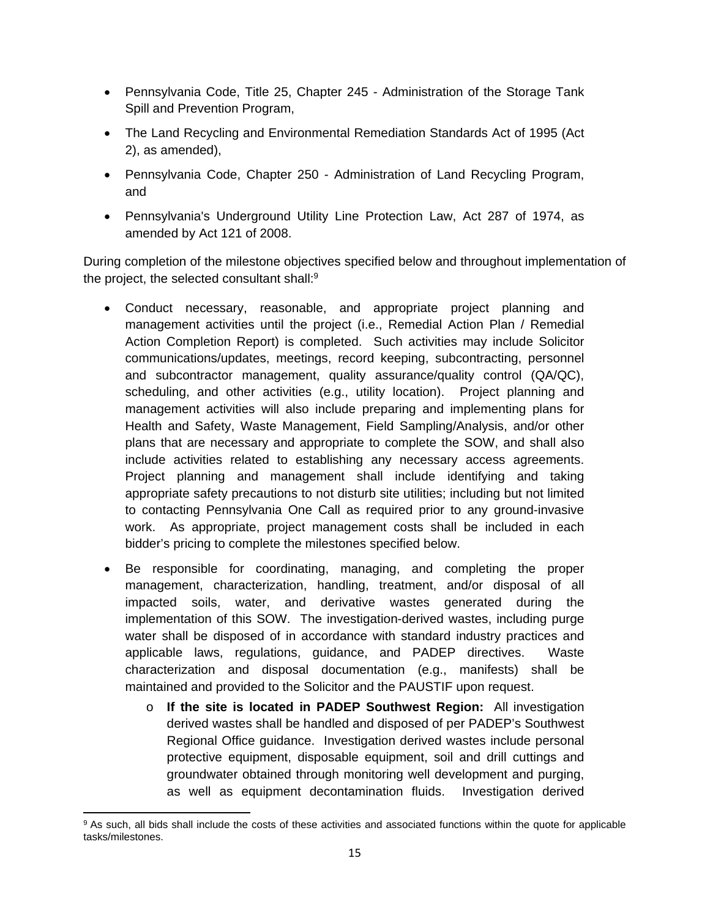- Pennsylvania Code, Title 25, Chapter 245 - Administration of the Storage Tank Spill and Prevention Program,
- The Land Recycling and Environmental Remediation Standards Act of 1995 (Act 2), as amended),
- Pennsylvania Code, Chapter 250 - Administration of Land Recycling Program, and
- Pennsylvania's Underground Utility Line Protection Law, Act 287 of 1974, as amended by Act 121 of 2008.

During completion of the milestone objectives specified below and throughout implementation of the project, the selected consultant shall:[9]

- Conduct necessary, reasonable, and appropriate project planning and management activities until the project (i.e., Remedial Action Plan / Remedial Action Completion Report) is completed. Such activities may include Solicitor communications/updates, meetings, record keeping, subcontracting, personnel and subcontractor management, quality assurance/quality control (QA/QC), scheduling, and other activities (e.g., utility location). Project planning and management activities will also include preparing and implementing plans for Health and Safety, Waste Management, Field Sampling/Analysis, and/or other plans that are necessary and appropriate to complete the SOW, and shall also include activities related to establishing any necessary access agreements. Project planning and management shall include identifying and taking appropriate safety precautions to not disturb site utilities; including but not limited to contacting Pennsylvania One Call as required prior to any ground-invasive work. As appropriate, project management costs shall be included in each bidder's pricing to complete the milestones specified below.
- Be responsible for coordinating, managing, and completing the proper management, characterization, handling, treatment, and/or disposal of all impacted soils, water, and derivative wastes generated during the implementation of this SOW. The investigation-derived wastes, including purge water shall be disposed of in accordance with standard industry practices and applicable laws, regulations, guidance, and PADEP directives. Waste characterization and disposal documentation (e.g., manifests) shall be maintained and provided to the Solicitor and the PAUSTIF upon request.
    - **If the site is located in PADEP Southwest Region:** All investigation derived wastes shall be handled and disposed of per PADEP's Southwest Regional Office guidance. Investigation derived wastes include personal protective equipment, disposable equipment, soil and drill cuttings and groundwater obtained through monitoring well development and purging, as well as equipment decontamination fluids. Investigation derived

[9] As such, all bids shall include the costs of these activities and associated functions within the quote for applicable tasks/milestones.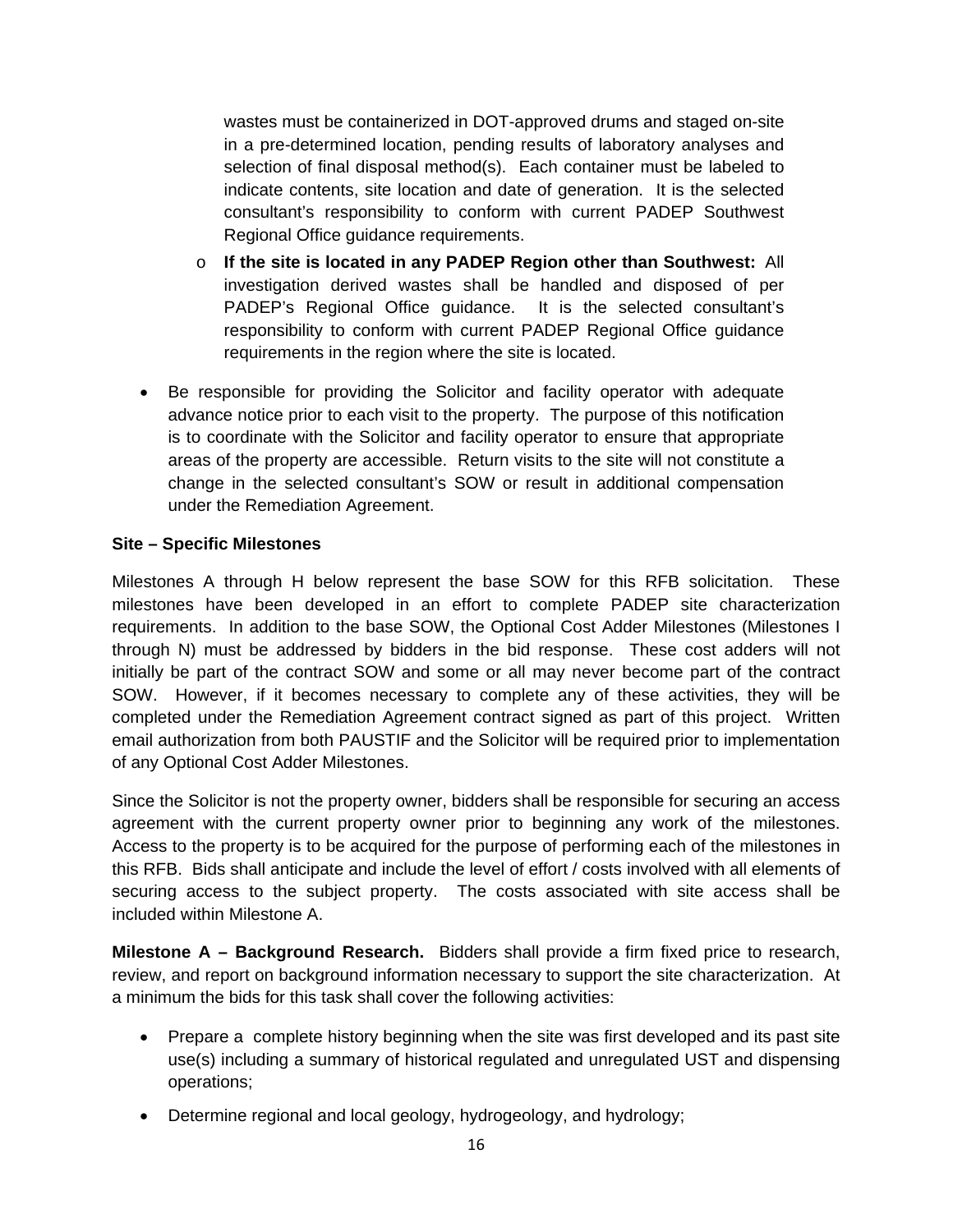wastes must be containerized in DOT-approved drums and staged on-site in a pre-determined location, pending results of laboratory analyses and selection of final disposal method(s). Each container must be labeled to indicate contents, site location and date of generation. It is the selected consultant's responsibility to conform with current PADEP Southwest Regional Office guidance requirements.

  - **If the site is located in any PADEP Region other than Southwest:** All investigation derived wastes shall be handled and disposed of per PADEP's Regional Office guidance. It is the selected consultant's responsibility to conform with current PADEP Regional Office guidance requirements in the region where the site is located.

- Be responsible for providing the Solicitor and facility operator with adequate advance notice prior to each visit to the property. The purpose of this notification is to coordinate with the Solicitor and facility operator to ensure that appropriate areas of the property are accessible. Return visits to the site will not constitute a change in the selected consultant's SOW or result in additional compensation under the Remediation Agreement.

**Site – Specific Milestones**

Milestones A through H below represent the base SOW for this RFB solicitation. These milestones have been developed in an effort to complete PADEP site characterization requirements. In addition to the base SOW, the Optional Cost Adder Milestones (Milestones I through N) must be addressed by bidders in the bid response. These cost adders will not initially be part of the contract SOW and some or all may never become part of the contract SOW. However, if it becomes necessary to complete any of these activities, they will be completed under the Remediation Agreement contract signed as part of this project. Written email authorization from both PAUSTIF and the Solicitor will be required prior to implementation of any Optional Cost Adder Milestones.

Since the Solicitor is not the property owner, bidders shall be responsible for securing an access agreement with the current property owner prior to beginning any work of the milestones. Access to the property is to be acquired for the purpose of performing each of the milestones in this RFB. Bids shall anticipate and include the level of effort / costs involved with all elements of securing access to the subject property. The costs associated with site access shall be included within Milestone A.

**Milestone A – Background Research.** Bidders shall provide a firm fixed price to research, review, and report on background information necessary to support the site characterization. At a minimum the bids for this task shall cover the following activities:

- Prepare a complete history beginning when the site was first developed and its past site use(s) including a summary of historical regulated and unregulated UST and dispensing operations;

- Determine regional and local geology, hydrogeology, and hydrology;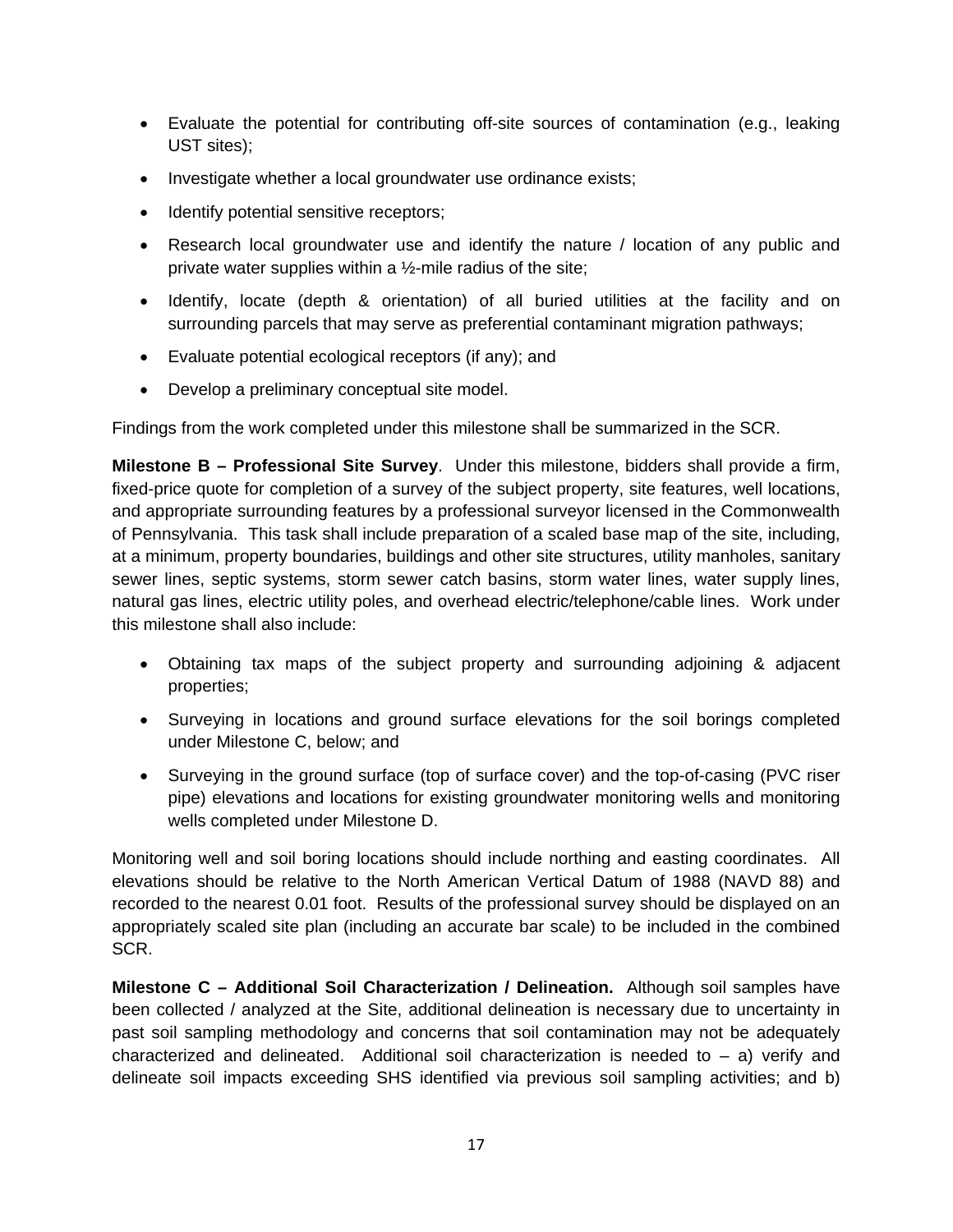- Evaluate the potential for contributing off-site sources of contamination (e.g., leaking UST sites);
- Investigate whether a local groundwater use ordinance exists;
- Identify potential sensitive receptors;
- Research local groundwater use and identify the nature / location of any public and private water supplies within a ½-mile radius of the site;
- Identify, locate (depth & orientation) of all buried utilities at the facility and on surrounding parcels that may serve as preferential contaminant migration pathways;
- Evaluate potential ecological receptors (if any); and
- Develop a preliminary conceptual site model.

Findings from the work completed under this milestone shall be summarized in the SCR.

**Milestone B – Professional Site Survey**. Under this milestone, bidders shall provide a firm, fixed-price quote for completion of a survey of the subject property, site features, well locations, and appropriate surrounding features by a professional surveyor licensed in the Commonwealth of Pennsylvania. This task shall include preparation of a scaled base map of the site, including, at a minimum, property boundaries, buildings and other site structures, utility manholes, sanitary sewer lines, septic systems, storm sewer catch basins, storm water lines, water supply lines, natural gas lines, electric utility poles, and overhead electric/telephone/cable lines. Work under this milestone shall also include:

- Obtaining tax maps of the subject property and surrounding adjoining & adjacent properties;
- Surveying in locations and ground surface elevations for the soil borings completed under Milestone C, below; and
- Surveying in the ground surface (top of surface cover) and the top-of-casing (PVC riser pipe) elevations and locations for existing groundwater monitoring wells and monitoring wells completed under Milestone D.

Monitoring well and soil boring locations should include northing and easting coordinates. All elevations should be relative to the North American Vertical Datum of 1988 (NAVD 88) and recorded to the nearest 0.01 foot. Results of the professional survey should be displayed on an appropriately scaled site plan (including an accurate bar scale) to be included in the combined SCR.

**Milestone C – Additional Soil Characterization / Delineation.** Although soil samples have been collected / analyzed at the Site, additional delineation is necessary due to uncertainty in past soil sampling methodology and concerns that soil contamination may not be adequately characterized and delineated. Additional soil characterization is needed to – a) verify and delineate soil impacts exceeding SHS identified via previous soil sampling activities; and b)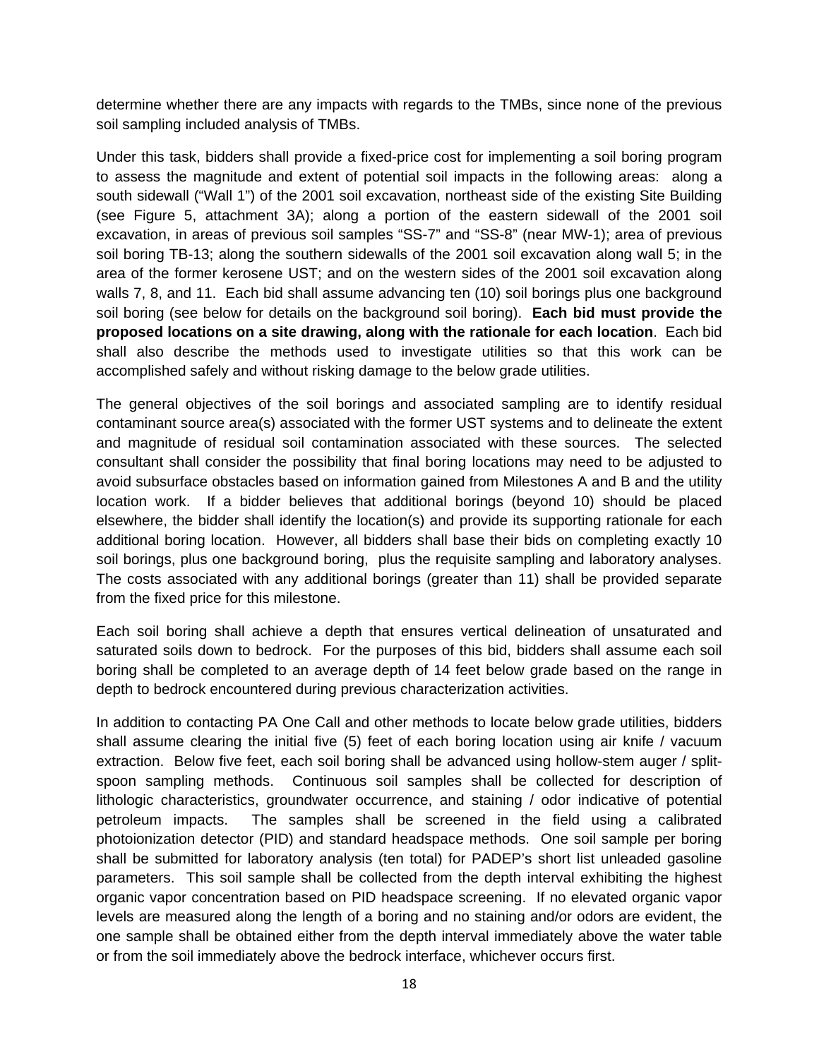determine whether there are any impacts with regards to the TMBs, since none of the previous soil sampling included analysis of TMBs.

Under this task, bidders shall provide a fixed-price cost for implementing a soil boring program to assess the magnitude and extent of potential soil impacts in the following areas: along a south sidewall ("Wall 1") of the 2001 soil excavation, northeast side of the existing Site Building (see Figure 5, attachment 3A); along a portion of the eastern sidewall of the 2001 soil excavation, in areas of previous soil samples "SS-7" and "SS-8" (near MW-1); area of previous soil boring TB-13; along the southern sidewalls of the 2001 soil excavation along wall 5; in the area of the former kerosene UST; and on the western sides of the 2001 soil excavation along walls 7, 8, and 11. Each bid shall assume advancing ten (10) soil borings plus one background soil boring (see below for details on the background soil boring). **Each bid must provide the proposed locations on a site drawing, along with the rationale for each location**. Each bid shall also describe the methods used to investigate utilities so that this work can be accomplished safely and without risking damage to the below grade utilities.

The general objectives of the soil borings and associated sampling are to identify residual contaminant source area(s) associated with the former UST systems and to delineate the extent and magnitude of residual soil contamination associated with these sources. The selected consultant shall consider the possibility that final boring locations may need to be adjusted to avoid subsurface obstacles based on information gained from Milestones A and B and the utility location work. If a bidder believes that additional borings (beyond 10) should be placed elsewhere, the bidder shall identify the location(s) and provide its supporting rationale for each additional boring location. However, all bidders shall base their bids on completing exactly 10 soil borings, plus one background boring, plus the requisite sampling and laboratory analyses. The costs associated with any additional borings (greater than 11) shall be provided separate from the fixed price for this milestone.

Each soil boring shall achieve a depth that ensures vertical delineation of unsaturated and saturated soils down to bedrock. For the purposes of this bid, bidders shall assume each soil boring shall be completed to an average depth of 14 feet below grade based on the range in depth to bedrock encountered during previous characterization activities.

In addition to contacting PA One Call and other methods to locate below grade utilities, bidders shall assume clearing the initial five (5) feet of each boring location using air knife / vacuum extraction. Below five feet, each soil boring shall be advanced using hollow-stem auger / split-spoon sampling methods. Continuous soil samples shall be collected for description of lithologic characteristics, groundwater occurrence, and staining / odor indicative of potential petroleum impacts. The samples shall be screened in the field using a calibrated photoionization detector (PID) and standard headspace methods. One soil sample per boring shall be submitted for laboratory analysis (ten total) for PADEP's short list unleaded gasoline parameters. This soil sample shall be collected from the depth interval exhibiting the highest organic vapor concentration based on PID headspace screening. If no elevated organic vapor levels are measured along the length of a boring and no staining and/or odors are evident, the one sample shall be obtained either from the depth interval immediately above the water table or from the soil immediately above the bedrock interface, whichever occurs first.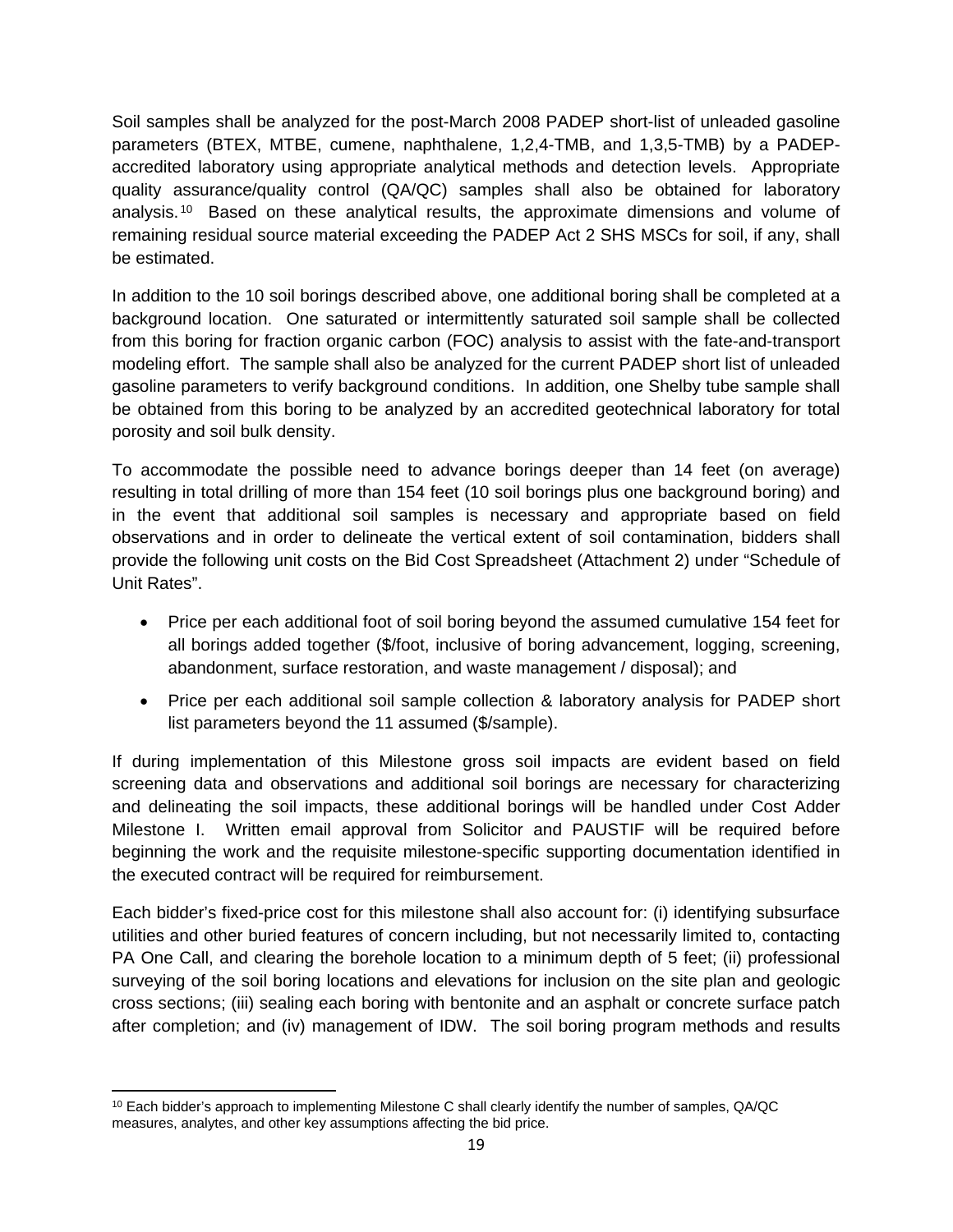Soil samples shall be analyzed for the post-March 2008 PADEP short-list of unleaded gasoline parameters (BTEX, MTBE, cumene, naphthalene, 1,2,4-TMB, and 1,3,5-TMB) by a PADEP-accredited laboratory using appropriate analytical methods and detection levels. Appropriate quality assurance/quality control (QA/QC) samples shall also be obtained for laboratory analysis.[10] Based on these analytical results, the approximate dimensions and volume of remaining residual source material exceeding the PADEP Act 2 SHS MSCs for soil, if any, shall be estimated.

In addition to the 10 soil borings described above, one additional boring shall be completed at a background location. One saturated or intermittently saturated soil sample shall be collected from this boring for fraction organic carbon (FOC) analysis to assist with the fate-and-transport modeling effort. The sample shall also be analyzed for the current PADEP short list of unleaded gasoline parameters to verify background conditions. In addition, one Shelby tube sample shall be obtained from this boring to be analyzed by an accredited geotechnical laboratory for total porosity and soil bulk density.

To accommodate the possible need to advance borings deeper than 14 feet (on average) resulting in total drilling of more than 154 feet (10 soil borings plus one background boring) and in the event that additional soil samples is necessary and appropriate based on field observations and in order to delineate the vertical extent of soil contamination, bidders shall provide the following unit costs on the Bid Cost Spreadsheet (Attachment 2) under "Schedule of Unit Rates".

- Price per each additional foot of soil boring beyond the assumed cumulative 154 feet for all borings added together ($/foot, inclusive of boring advancement, logging, screening, abandonment, surface restoration, and waste management / disposal); and
- Price per each additional soil sample collection & laboratory analysis for PADEP short list parameters beyond the 11 assumed ($/sample).

If during implementation of this Milestone gross soil impacts are evident based on field screening data and observations and additional soil borings are necessary for characterizing and delineating the soil impacts, these additional borings will be handled under Cost Adder Milestone I. Written email approval from Solicitor and PAUSTIF will be required before beginning the work and the requisite milestone-specific supporting documentation identified in the executed contract will be required for reimbursement.

Each bidder's fixed-price cost for this milestone shall also account for: (i) identifying subsurface utilities and other buried features of concern including, but not necessarily limited to, contacting PA One Call, and clearing the borehole location to a minimum depth of 5 feet; (ii) professional surveying of the soil boring locations and elevations for inclusion on the site plan and geologic cross sections; (iii) sealing each boring with bentonite and an asphalt or concrete surface patch after completion; and (iv) management of IDW. The soil boring program methods and results

[10] Each bidder's approach to implementing Milestone C shall clearly identify the number of samples, QA/QC measures, analytes, and other key assumptions affecting the bid price.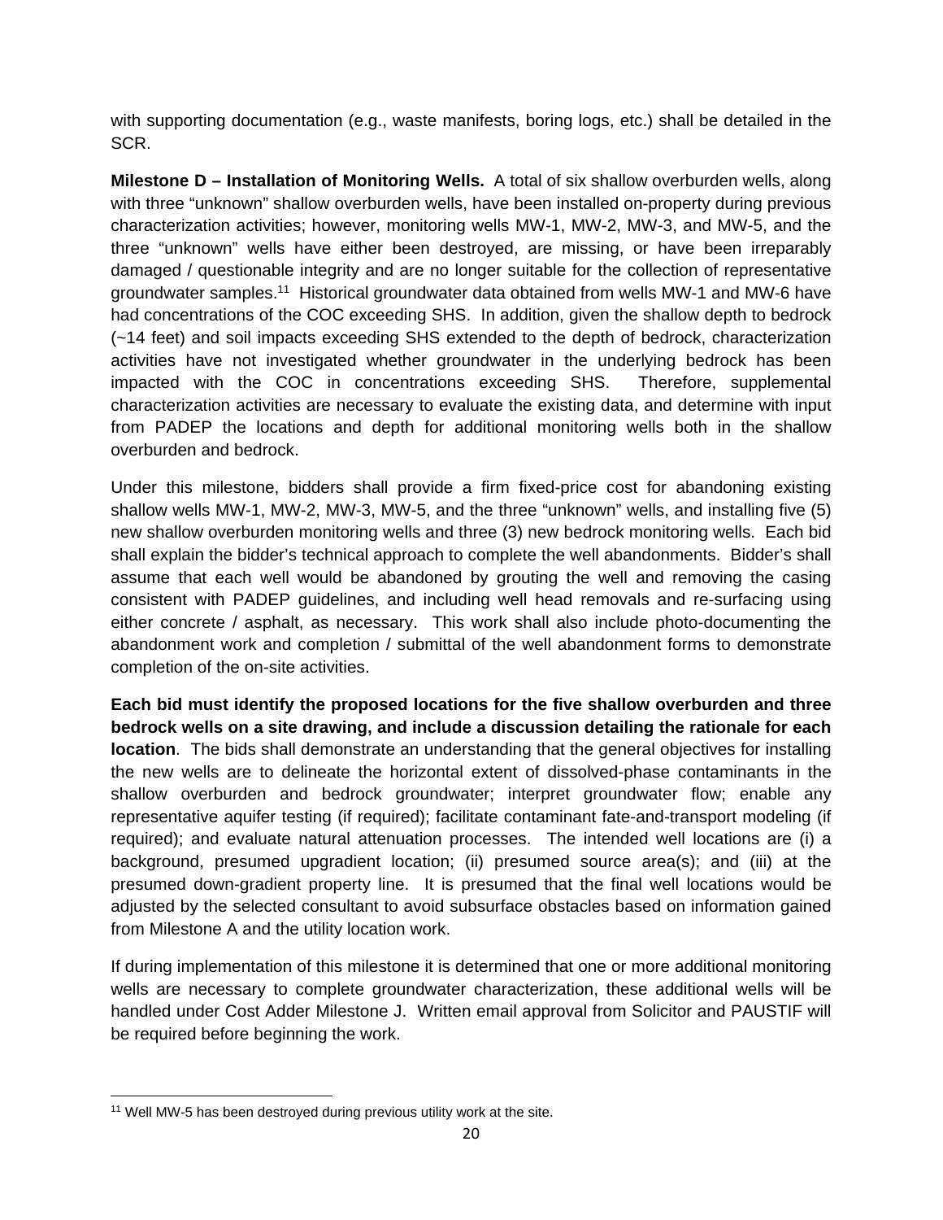with supporting documentation (e.g., waste manifests, boring logs, etc.) shall be detailed in the SCR.

**Milestone D – Installation of Monitoring Wells.** A total of six shallow overburden wells, along with three "unknown" shallow overburden wells, have been installed on-property during previous characterization activities; however, monitoring wells MW-1, MW-2, MW-3, and MW-5, and the three "unknown" wells have either been destroyed, are missing, or have been irreparably damaged / questionable integrity and are no longer suitable for the collection of representative groundwater samples.[11] Historical groundwater data obtained from wells MW-1 and MW-6 have had concentrations of the COC exceeding SHS. In addition, given the shallow depth to bedrock (~14 feet) and soil impacts exceeding SHS extended to the depth of bedrock, characterization activities have not investigated whether groundwater in the underlying bedrock has been impacted with the COC in concentrations exceeding SHS. Therefore, supplemental characterization activities are necessary to evaluate the existing data, and determine with input from PADEP the locations and depth for additional monitoring wells both in the shallow overburden and bedrock.

Under this milestone, bidders shall provide a firm fixed-price cost for abandoning existing shallow wells MW-1, MW-2, MW-3, MW-5, and the three "unknown" wells, and installing five (5) new shallow overburden monitoring wells and three (3) new bedrock monitoring wells. Each bid shall explain the bidder's technical approach to complete the well abandonments. Bidder's shall assume that each well would be abandoned by grouting the well and removing the casing consistent with PADEP guidelines, and including well head removals and re-surfacing using either concrete / asphalt, as necessary. This work shall also include photo-documenting the abandonment work and completion / submittal of the well abandonment forms to demonstrate completion of the on-site activities.

**Each bid must identify the proposed locations for the five shallow overburden and three bedrock wells on a site drawing, and include a discussion detailing the rationale for each location**. The bids shall demonstrate an understanding that the general objectives for installing the new wells are to delineate the horizontal extent of dissolved-phase contaminants in the shallow overburden and bedrock groundwater; interpret groundwater flow; enable any representative aquifer testing (if required); facilitate contaminant fate-and-transport modeling (if required); and evaluate natural attenuation processes. The intended well locations are (i) a background, presumed upgradient location; (ii) presumed source area(s); and (iii) at the presumed down-gradient property line. It is presumed that the final well locations would be adjusted by the selected consultant to avoid subsurface obstacles based on information gained from Milestone A and the utility location work.

If during implementation of this milestone it is determined that one or more additional monitoring wells are necessary to complete groundwater characterization, these additional wells will be handled under Cost Adder Milestone J. Written email approval from Solicitor and PAUSTIF will be required before beginning the work.

---

[11] Well MW-5 has been destroyed during previous utility work at the site.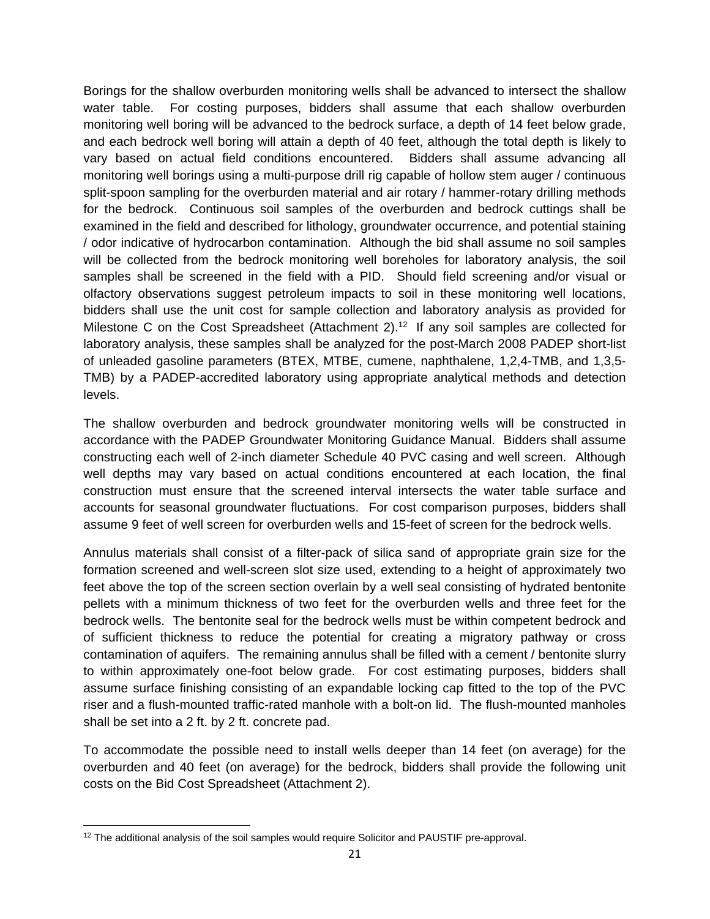Borings for the shallow overburden monitoring wells shall be advanced to intersect the shallow water table. For costing purposes, bidders shall assume that each shallow overburden monitoring well boring will be advanced to the bedrock surface, a depth of 14 feet below grade, and each bedrock well boring will attain a depth of 40 feet, although the total depth is likely to vary based on actual field conditions encountered. Bidders shall assume advancing all monitoring well borings using a multi-purpose drill rig capable of hollow stem auger / continuous split-spoon sampling for the overburden material and air rotary / hammer-rotary drilling methods for the bedrock. Continuous soil samples of the overburden and bedrock cuttings shall be examined in the field and described for lithology, groundwater occurrence, and potential staining / odor indicative of hydrocarbon contamination. Although the bid shall assume no soil samples will be collected from the bedrock monitoring well boreholes for laboratory analysis, the soil samples shall be screened in the field with a PID. Should field screening and/or visual or olfactory observations suggest petroleum impacts to soil in these monitoring well locations, bidders shall use the unit cost for sample collection and laboratory analysis as provided for Milestone C on the Cost Spreadsheet (Attachment 2).[12] If any soil samples are collected for laboratory analysis, these samples shall be analyzed for the post-March 2008 PADEP short-list of unleaded gasoline parameters (BTEX, MTBE, cumene, naphthalene, 1,2,4-TMB, and 1,3,5-TMB) by a PADEP-accredited laboratory using appropriate analytical methods and detection levels.

The shallow overburden and bedrock groundwater monitoring wells will be constructed in accordance with the PADEP Groundwater Monitoring Guidance Manual. Bidders shall assume constructing each well of 2-inch diameter Schedule 40 PVC casing and well screen. Although well depths may vary based on actual conditions encountered at each location, the final construction must ensure that the screened interval intersects the water table surface and accounts for seasonal groundwater fluctuations. For cost comparison purposes, bidders shall assume 9 feet of well screen for overburden wells and 15-feet of screen for the bedrock wells.

Annulus materials shall consist of a filter-pack of silica sand of appropriate grain size for the formation screened and well-screen slot size used, extending to a height of approximately two feet above the top of the screen section overlain by a well seal consisting of hydrated bentonite pellets with a minimum thickness of two feet for the overburden wells and three feet for the bedrock wells. The bentonite seal for the bedrock wells must be within competent bedrock and of sufficient thickness to reduce the potential for creating a migratory pathway or cross contamination of aquifers. The remaining annulus shall be filled with a cement / bentonite slurry to within approximately one-foot below grade. For cost estimating purposes, bidders shall assume surface finishing consisting of an expandable locking cap fitted to the top of the PVC riser and a flush-mounted traffic-rated manhole with a bolt-on lid. The flush-mounted manholes shall be set into a 2 ft. by 2 ft. concrete pad.

To accommodate the possible need to install wells deeper than 14 feet (on average) for the overburden and 40 feet (on average) for the bedrock, bidders shall provide the following unit costs on the Bid Cost Spreadsheet (Attachment 2).

---

[12] The additional analysis of the soil samples would require Solicitor and PAUSTIF pre-approval.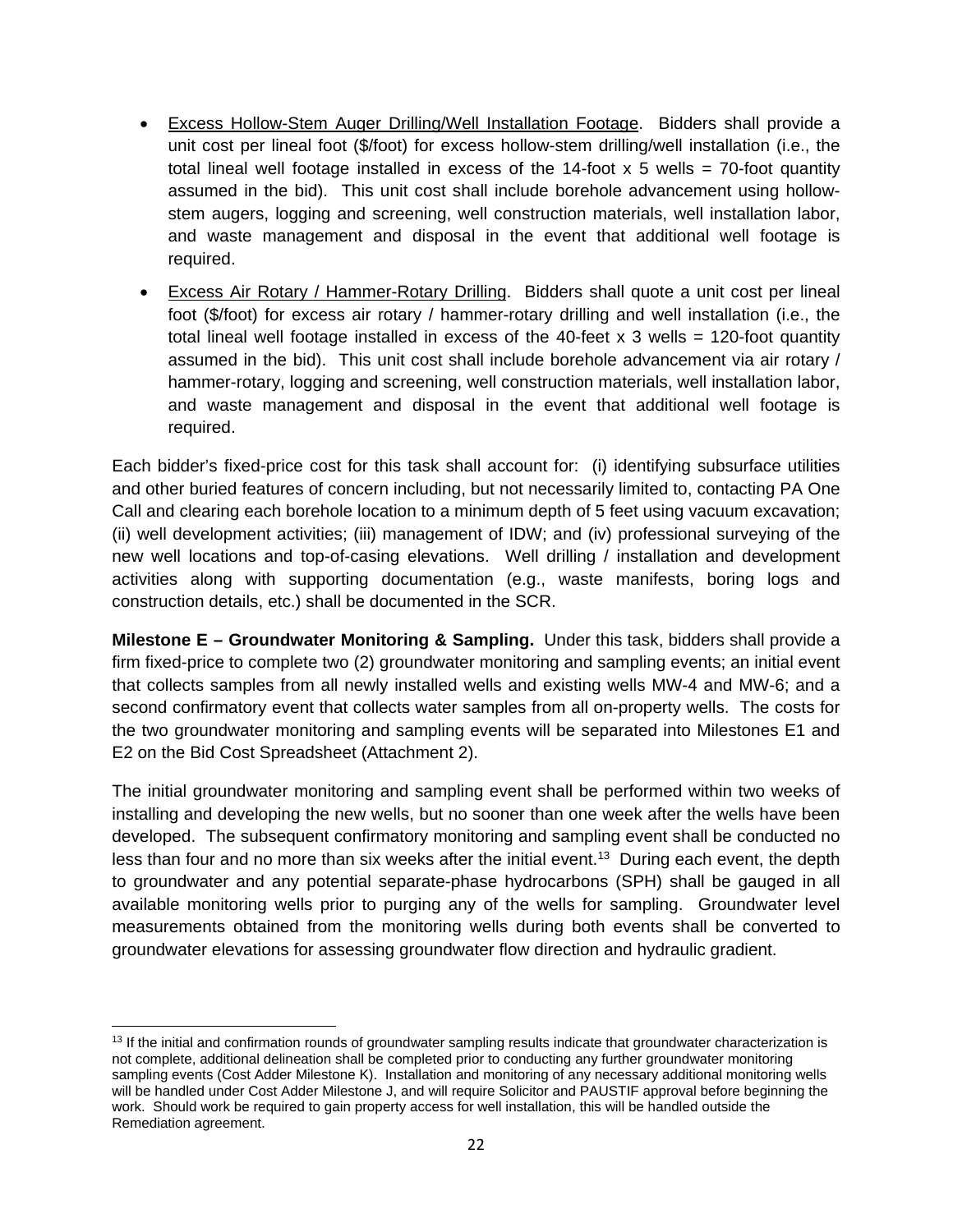- Excess Hollow-Stem Auger Drilling/Well Installation Footage. Bidders shall provide a unit cost per lineal foot ($/foot) for excess hollow-stem drilling/well installation (i.e., the total lineal well footage installed in excess of the 14-foot x 5 wells = 70-foot quantity assumed in the bid). This unit cost shall include borehole advancement using hollow-stem augers, logging and screening, well construction materials, well installation labor, and waste management and disposal in the event that additional well footage is required.
- Excess Air Rotary / Hammer-Rotary Drilling. Bidders shall quote a unit cost per lineal foot ($/foot) for excess air rotary / hammer-rotary drilling and well installation (i.e., the total lineal well footage installed in excess of the 40-feet x 3 wells = 120-foot quantity assumed in the bid). This unit cost shall include borehole advancement via air rotary / hammer-rotary, logging and screening, well construction materials, well installation labor, and waste management and disposal in the event that additional well footage is required.

Each bidder's fixed-price cost for this task shall account for: (i) identifying subsurface utilities and other buried features of concern including, but not necessarily limited to, contacting PA One Call and clearing each borehole location to a minimum depth of 5 feet using vacuum excavation; (ii) well development activities; (iii) management of IDW; and (iv) professional surveying of the new well locations and top-of-casing elevations. Well drilling / installation and development activities along with supporting documentation (e.g., waste manifests, boring logs and construction details, etc.) shall be documented in the SCR.

**Milestone E – Groundwater Monitoring & Sampling.** Under this task, bidders shall provide a firm fixed-price to complete two (2) groundwater monitoring and sampling events; an initial event that collects samples from all newly installed wells and existing wells MW-4 and MW-6; and a second confirmatory event that collects water samples from all on-property wells. The costs for the two groundwater monitoring and sampling events will be separated into Milestones E1 and E2 on the Bid Cost Spreadsheet (Attachment 2).

The initial groundwater monitoring and sampling event shall be performed within two weeks of installing and developing the new wells, but no sooner than one week after the wells have been developed. The subsequent confirmatory monitoring and sampling event shall be conducted no less than four and no more than six weeks after the initial event.[13] During each event, the depth to groundwater and any potential separate-phase hydrocarbons (SPH) shall be gauged in all available monitoring wells prior to purging any of the wells for sampling. Groundwater level measurements obtained from the monitoring wells during both events shall be converted to groundwater elevations for assessing groundwater flow direction and hydraulic gradient.

---

[13] If the initial and confirmation rounds of groundwater sampling results indicate that groundwater characterization is not complete, additional delineation shall be completed prior to conducting any further groundwater monitoring sampling events (Cost Adder Milestone K). Installation and monitoring of any necessary additional monitoring wells will be handled under Cost Adder Milestone J, and will require Solicitor and PAUSTIF approval before beginning the work. Should work be required to gain property access for well installation, this will be handled outside the Remediation agreement.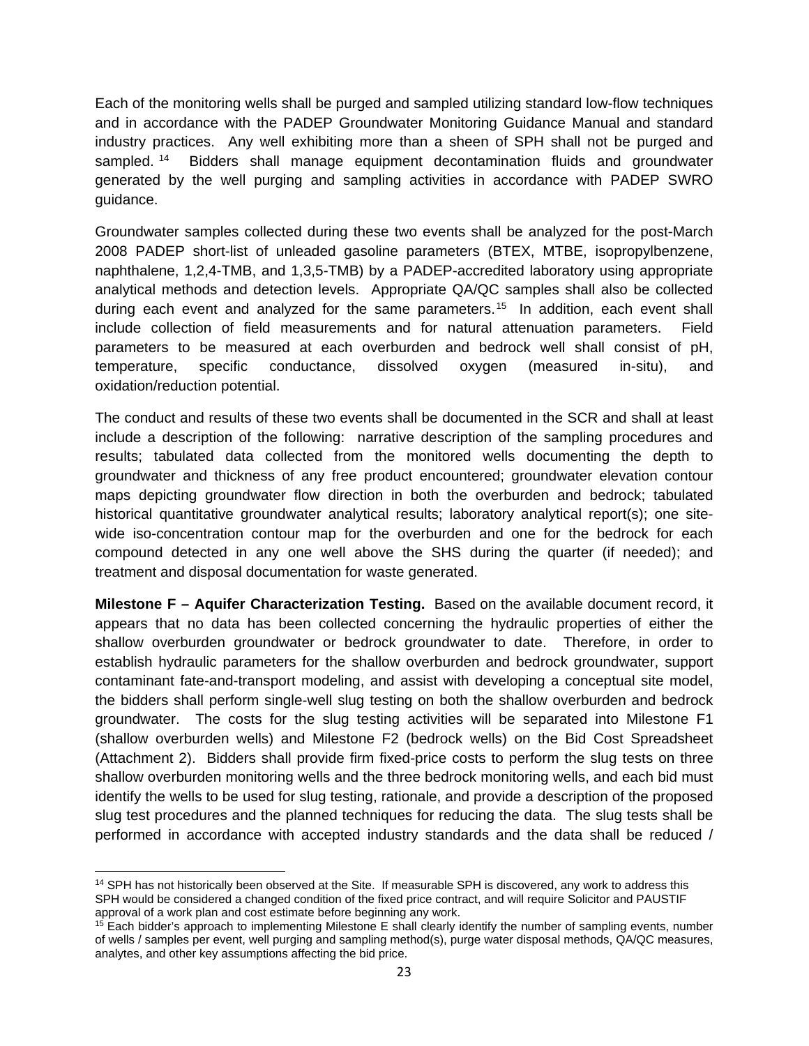Each of the monitoring wells shall be purged and sampled utilizing standard low-flow techniques and in accordance with the PADEP Groundwater Monitoring Guidance Manual and standard industry practices. Any well exhibiting more than a sheen of SPH shall not be purged and sampled. [14] Bidders shall manage equipment decontamination fluids and groundwater generated by the well purging and sampling activities in accordance with PADEP SWRO guidance.

Groundwater samples collected during these two events shall be analyzed for the post-March 2008 PADEP short-list of unleaded gasoline parameters (BTEX, MTBE, isopropylbenzene, naphthalene, 1,2,4-TMB, and 1,3,5-TMB) by a PADEP-accredited laboratory using appropriate analytical methods and detection levels. Appropriate QA/QC samples shall also be collected during each event and analyzed for the same parameters.[15] In addition, each event shall include collection of field measurements and for natural attenuation parameters. Field parameters to be measured at each overburden and bedrock well shall consist of pH, temperature, specific conductance, dissolved oxygen (measured in-situ), and oxidation/reduction potential.

The conduct and results of these two events shall be documented in the SCR and shall at least include a description of the following: narrative description of the sampling procedures and results; tabulated data collected from the monitored wells documenting the depth to groundwater and thickness of any free product encountered; groundwater elevation contour maps depicting groundwater flow direction in both the overburden and bedrock; tabulated historical quantitative groundwater analytical results; laboratory analytical report(s); one site-wide iso-concentration contour map for the overburden and one for the bedrock for each compound detected in any one well above the SHS during the quarter (if needed); and treatment and disposal documentation for waste generated.

**Milestone F – Aquifer Characterization Testing.** Based on the available document record, it appears that no data has been collected concerning the hydraulic properties of either the shallow overburden groundwater or bedrock groundwater to date. Therefore, in order to establish hydraulic parameters for the shallow overburden and bedrock groundwater, support contaminant fate-and-transport modeling, and assist with developing a conceptual site model, the bidders shall perform single-well slug testing on both the shallow overburden and bedrock groundwater. The costs for the slug testing activities will be separated into Milestone F1 (shallow overburden wells) and Milestone F2 (bedrock wells) on the Bid Cost Spreadsheet (Attachment 2). Bidders shall provide firm fixed-price costs to perform the slug tests on three shallow overburden monitoring wells and the three bedrock monitoring wells, and each bid must identify the wells to be used for slug testing, rationale, and provide a description of the proposed slug test procedures and the planned techniques for reducing the data. The slug tests shall be performed in accordance with accepted industry standards and the data shall be reduced /

[14] SPH has not historically been observed at the Site. If measurable SPH is discovered, any work to address this SPH would be considered a changed condition of the fixed price contract, and will require Solicitor and PAUSTIF approval of a work plan and cost estimate before beginning any work.

[15] Each bidder's approach to implementing Milestone E shall clearly identify the number of sampling events, number of wells / samples per event, well purging and sampling method(s), purge water disposal methods, QA/QC measures, analytes, and other key assumptions affecting the bid price.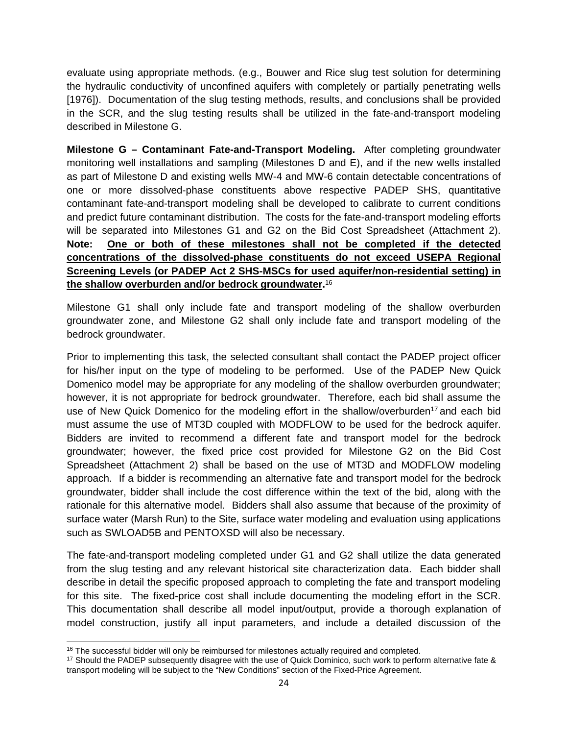evaluate using appropriate methods. (e.g., Bouwer and Rice slug test solution for determining the hydraulic conductivity of unconfined aquifers with completely or partially penetrating wells [1976]). Documentation of the slug testing methods, results, and conclusions shall be provided in the SCR, and the slug testing results shall be utilized in the fate-and-transport modeling described in Milestone G.

**Milestone G – Contaminant Fate-and-Transport Modeling.** After completing groundwater monitoring well installations and sampling (Milestones D and E), and if the new wells installed as part of Milestone D and existing wells MW-4 and MW-6 contain detectable concentrations of one or more dissolved-phase constituents above respective PADEP SHS, quantitative contaminant fate-and-transport modeling shall be developed to calibrate to current conditions and predict future contaminant distribution. The costs for the fate-and-transport modeling efforts will be separated into Milestones G1 and G2 on the Bid Cost Spreadsheet (Attachment 2). **Note: <u>One or both of these milestones shall not be completed if the detected concentrations of the dissolved-phase constituents do not exceed USEPA Regional Screening Levels (or PADEP Act 2 SHS-MSCs for used aquifer/non-residential setting) in the shallow overburden and/or bedrock groundwater</u>.**[16]

Milestone G1 shall only include fate and transport modeling of the shallow overburden groundwater zone, and Milestone G2 shall only include fate and transport modeling of the bedrock groundwater.

Prior to implementing this task, the selected consultant shall contact the PADEP project officer for his/her input on the type of modeling to be performed. Use of the PADEP New Quick Domenico model may be appropriate for any modeling of the shallow overburden groundwater; however, it is not appropriate for bedrock groundwater. Therefore, each bid shall assume the use of New Quick Domenico for the modeling effort in the shallow/overburden[17] and each bid must assume the use of MT3D coupled with MODFLOW to be used for the bedrock aquifer. Bidders are invited to recommend a different fate and transport model for the bedrock groundwater; however, the fixed price cost provided for Milestone G2 on the Bid Cost Spreadsheet (Attachment 2) shall be based on the use of MT3D and MODFLOW modeling approach. If a bidder is recommending an alternative fate and transport model for the bedrock groundwater, bidder shall include the cost difference within the text of the bid, along with the rationale for this alternative model. Bidders shall also assume that because of the proximity of surface water (Marsh Run) to the Site, surface water modeling and evaluation using applications such as SWLOAD5B and PENTOXSD will also be necessary.

The fate-and-transport modeling completed under G1 and G2 shall utilize the data generated from the slug testing and any relevant historical site characterization data. Each bidder shall describe in detail the specific proposed approach to completing the fate and transport modeling for this site. The fixed-price cost shall include documenting the modeling effort in the SCR. This documentation shall describe all model input/output, provide a thorough explanation of model construction, justify all input parameters, and include a detailed discussion of the

---

[16] The successful bidder will only be reimbursed for milestones actually required and completed.

[17] Should the PADEP subsequently disagree with the use of Quick Dominico, such work to perform alternative fate & transport modeling will be subject to the "New Conditions" section of the Fixed-Price Agreement.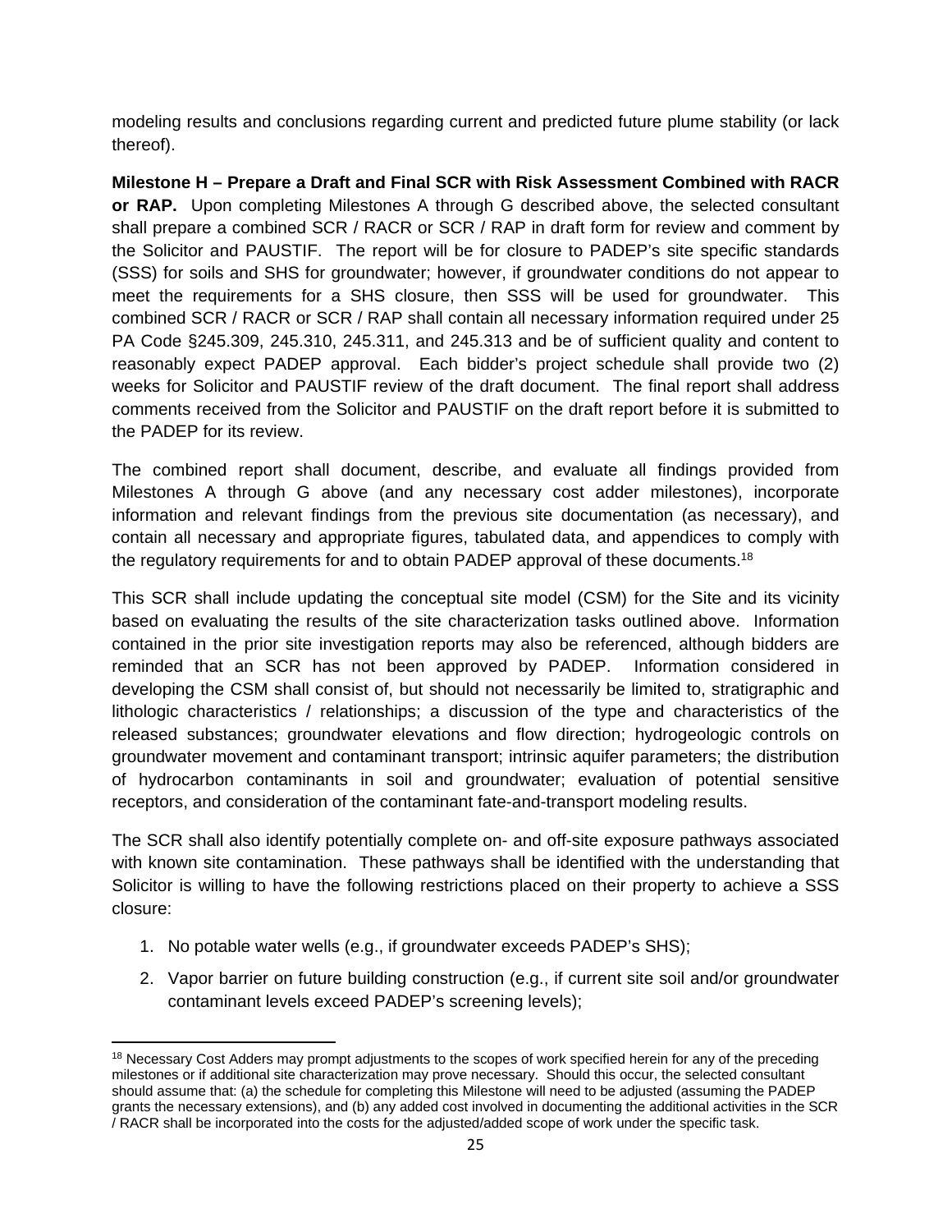modeling results and conclusions regarding current and predicted future plume stability (or lack thereof).

**Milestone H – Prepare a Draft and Final SCR with Risk Assessment Combined with RACR or RAP.** Upon completing Milestones A through G described above, the selected consultant shall prepare a combined SCR / RACR or SCR / RAP in draft form for review and comment by the Solicitor and PAUSTIF. The report will be for closure to PADEP's site specific standards (SSS) for soils and SHS for groundwater; however, if groundwater conditions do not appear to meet the requirements for a SHS closure, then SSS will be used for groundwater. This combined SCR / RACR or SCR / RAP shall contain all necessary information required under 25 PA Code §245.309, 245.310, 245.311, and 245.313 and be of sufficient quality and content to reasonably expect PADEP approval. Each bidder's project schedule shall provide two (2) weeks for Solicitor and PAUSTIF review of the draft document. The final report shall address comments received from the Solicitor and PAUSTIF on the draft report before it is submitted to the PADEP for its review.

The combined report shall document, describe, and evaluate all findings provided from Milestones A through G above (and any necessary cost adder milestones), incorporate information and relevant findings from the previous site documentation (as necessary), and contain all necessary and appropriate figures, tabulated data, and appendices to comply with the regulatory requirements for and to obtain PADEP approval of these documents.[18]

This SCR shall include updating the conceptual site model (CSM) for the Site and its vicinity based on evaluating the results of the site characterization tasks outlined above. Information contained in the prior site investigation reports may also be referenced, although bidders are reminded that an SCR has not been approved by PADEP. Information considered in developing the CSM shall consist of, but should not necessarily be limited to, stratigraphic and lithologic characteristics / relationships; a discussion of the type and characteristics of the released substances; groundwater elevations and flow direction; hydrogeologic controls on groundwater movement and contaminant transport; intrinsic aquifer parameters; the distribution of hydrocarbon contaminants in soil and groundwater; evaluation of potential sensitive receptors, and consideration of the contaminant fate-and-transport modeling results.

The SCR shall also identify potentially complete on- and off-site exposure pathways associated with known site contamination. These pathways shall be identified with the understanding that Solicitor is willing to have the following restrictions placed on their property to achieve a SSS closure:

1. No potable water wells (e.g., if groundwater exceeds PADEP's SHS);
2. Vapor barrier on future building construction (e.g., if current site soil and/or groundwater contaminant levels exceed PADEP's screening levels);

---

[18] Necessary Cost Adders may prompt adjustments to the scopes of work specified herein for any of the preceding milestones or if additional site characterization may prove necessary. Should this occur, the selected consultant should assume that: (a) the schedule for completing this Milestone will need to be adjusted (assuming the PADEP grants the necessary extensions), and (b) any added cost involved in documenting the additional activities in the SCR / RACR shall be incorporated into the costs for the adjusted/added scope of work under the specific task.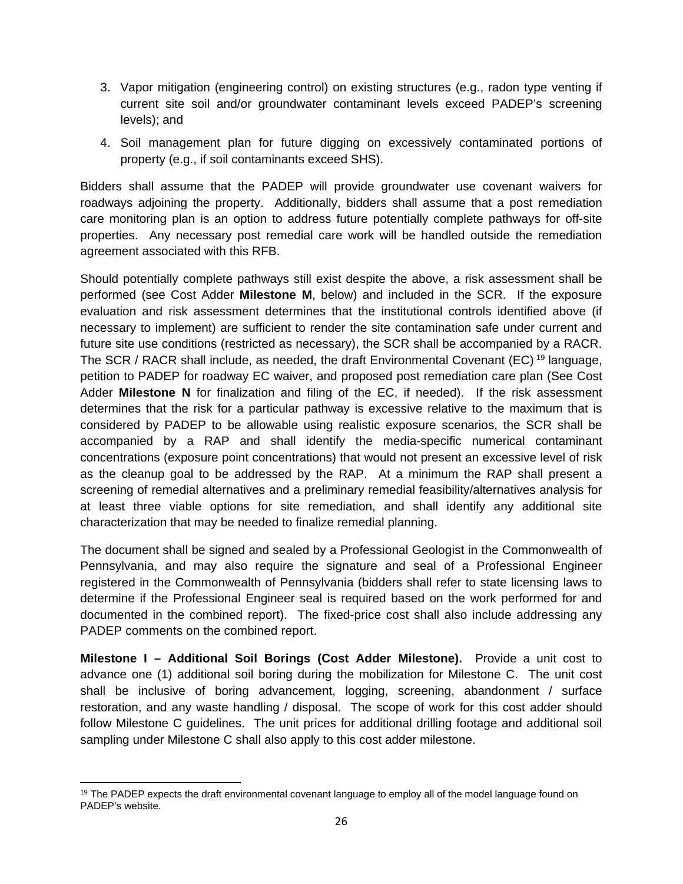3. Vapor mitigation (engineering control) on existing structures (e.g., radon type venting if current site soil and/or groundwater contaminant levels exceed PADEP's screening levels); and
4. Soil management plan for future digging on excessively contaminated portions of property (e.g., if soil contaminants exceed SHS).

Bidders shall assume that the PADEP will provide groundwater use covenant waivers for roadways adjoining the property. Additionally, bidders shall assume that a post remediation care monitoring plan is an option to address future potentially complete pathways for off-site properties. Any necessary post remedial care work will be handled outside the remediation agreement associated with this RFB.

Should potentially complete pathways still exist despite the above, a risk assessment shall be performed (see Cost Adder **Milestone M**, below) and included in the SCR. If the exposure evaluation and risk assessment determines that the institutional controls identified above (if necessary to implement) are sufficient to render the site contamination safe under current and future site use conditions (restricted as necessary), the SCR shall be accompanied by a RACR. The SCR / RACR shall include, as needed, the draft Environmental Covenant (EC) [19] language, petition to PADEP for roadway EC waiver, and proposed post remediation care plan (See Cost Adder **Milestone N** for finalization and filing of the EC, if needed). If the risk assessment determines that the risk for a particular pathway is excessive relative to the maximum that is considered by PADEP to be allowable using realistic exposure scenarios, the SCR shall be accompanied by a RAP and shall identify the media-specific numerical contaminant concentrations (exposure point concentrations) that would not present an excessive level of risk as the cleanup goal to be addressed by the RAP. At a minimum the RAP shall present a screening of remedial alternatives and a preliminary remedial feasibility/alternatives analysis for at least three viable options for site remediation, and shall identify any additional site characterization that may be needed to finalize remedial planning.

The document shall be signed and sealed by a Professional Geologist in the Commonwealth of Pennsylvania, and may also require the signature and seal of a Professional Engineer registered in the Commonwealth of Pennsylvania (bidders shall refer to state licensing laws to determine if the Professional Engineer seal is required based on the work performed for and documented in the combined report). The fixed-price cost shall also include addressing any PADEP comments on the combined report.

**Milestone I – Additional Soil Borings (Cost Adder Milestone).** Provide a unit cost to advance one (1) additional soil boring during the mobilization for Milestone C. The unit cost shall be inclusive of boring advancement, logging, screening, abandonment / surface restoration, and any waste handling / disposal. The scope of work for this cost adder should follow Milestone C guidelines. The unit prices for additional drilling footage and additional soil sampling under Milestone C shall also apply to this cost adder milestone.

[19] The PADEP expects the draft environmental covenant language to employ all of the model language found on PADEP's website.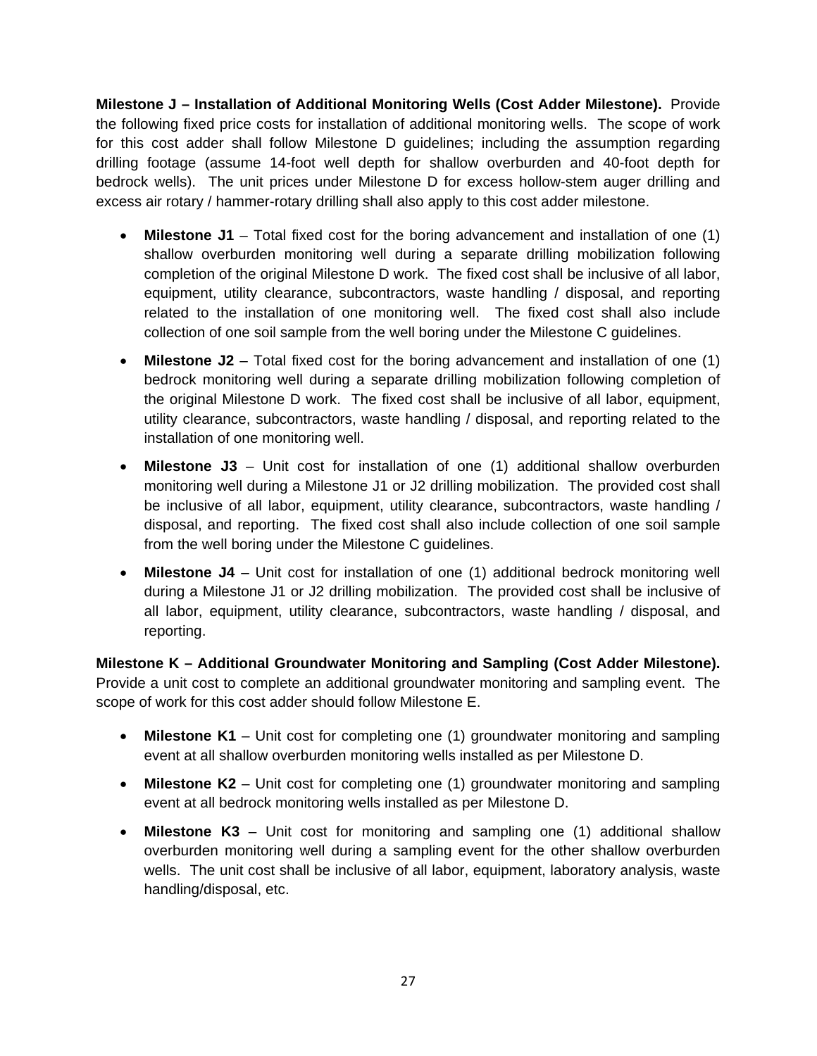**Milestone J – Installation of Additional Monitoring Wells (Cost Adder Milestone).** Provide the following fixed price costs for installation of additional monitoring wells. The scope of work for this cost adder shall follow Milestone D guidelines; including the assumption regarding drilling footage (assume 14-foot well depth for shallow overburden and 40-foot depth for bedrock wells). The unit prices under Milestone D for excess hollow-stem auger drilling and excess air rotary / hammer-rotary drilling shall also apply to this cost adder milestone.

- **Milestone J1** – Total fixed cost for the boring advancement and installation of one (1) shallow overburden monitoring well during a separate drilling mobilization following completion of the original Milestone D work. The fixed cost shall be inclusive of all labor, equipment, utility clearance, subcontractors, waste handling / disposal, and reporting related to the installation of one monitoring well. The fixed cost shall also include collection of one soil sample from the well boring under the Milestone C guidelines.
- **Milestone J2** – Total fixed cost for the boring advancement and installation of one (1) bedrock monitoring well during a separate drilling mobilization following completion of the original Milestone D work. The fixed cost shall be inclusive of all labor, equipment, utility clearance, subcontractors, waste handling / disposal, and reporting related to the installation of one monitoring well.
- **Milestone J3** – Unit cost for installation of one (1) additional shallow overburden monitoring well during a Milestone J1 or J2 drilling mobilization. The provided cost shall be inclusive of all labor, equipment, utility clearance, subcontractors, waste handling / disposal, and reporting. The fixed cost shall also include collection of one soil sample from the well boring under the Milestone C guidelines.
- **Milestone J4** – Unit cost for installation of one (1) additional bedrock monitoring well during a Milestone J1 or J2 drilling mobilization. The provided cost shall be inclusive of all labor, equipment, utility clearance, subcontractors, waste handling / disposal, and reporting.

**Milestone K – Additional Groundwater Monitoring and Sampling (Cost Adder Milestone).** Provide a unit cost to complete an additional groundwater monitoring and sampling event. The scope of work for this cost adder should follow Milestone E.

- **Milestone K1** – Unit cost for completing one (1) groundwater monitoring and sampling event at all shallow overburden monitoring wells installed as per Milestone D.
- **Milestone K2** – Unit cost for completing one (1) groundwater monitoring and sampling event at all bedrock monitoring wells installed as per Milestone D.
- **Milestone K3** – Unit cost for monitoring and sampling one (1) additional shallow overburden monitoring well during a sampling event for the other shallow overburden wells. The unit cost shall be inclusive of all labor, equipment, laboratory analysis, waste handling/disposal, etc.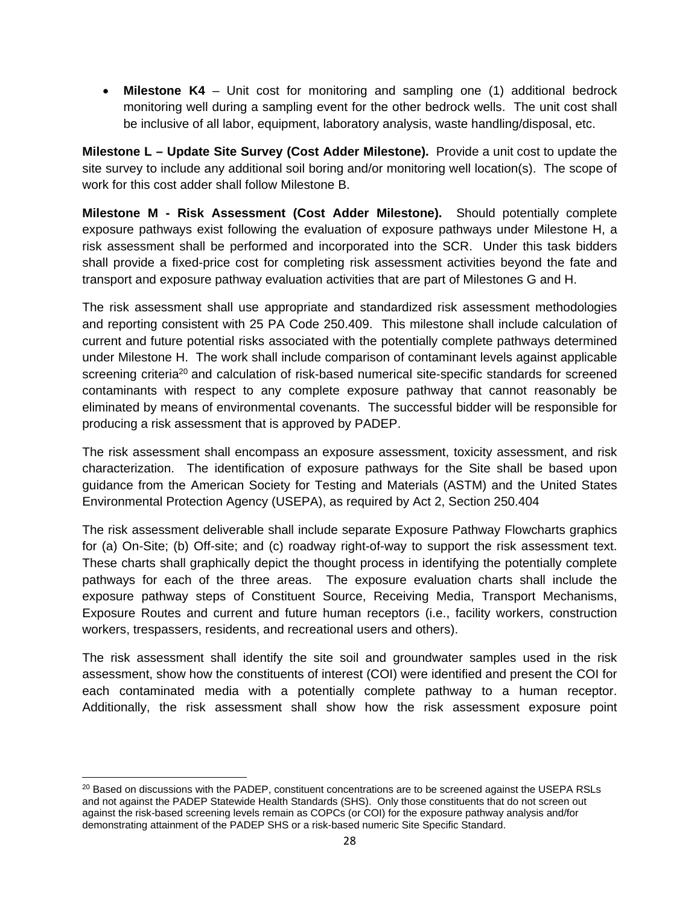- **Milestone K4** – Unit cost for monitoring and sampling one (1) additional bedrock monitoring well during a sampling event for the other bedrock wells. The unit cost shall be inclusive of all labor, equipment, laboratory analysis, waste handling/disposal, etc.

**Milestone L – Update Site Survey (Cost Adder Milestone).** Provide a unit cost to update the site survey to include any additional soil boring and/or monitoring well location(s). The scope of work for this cost adder shall follow Milestone B.

**Milestone M - Risk Assessment (Cost Adder Milestone).** Should potentially complete exposure pathways exist following the evaluation of exposure pathways under Milestone H, a risk assessment shall be performed and incorporated into the SCR. Under this task bidders shall provide a fixed-price cost for completing risk assessment activities beyond the fate and transport and exposure pathway evaluation activities that are part of Milestones G and H.

The risk assessment shall use appropriate and standardized risk assessment methodologies and reporting consistent with 25 PA Code 250.409. This milestone shall include calculation of current and future potential risks associated with the potentially complete pathways determined under Milestone H. The work shall include comparison of contaminant levels against applicable screening criteria[20] and calculation of risk-based numerical site-specific standards for screened contaminants with respect to any complete exposure pathway that cannot reasonably be eliminated by means of environmental covenants. The successful bidder will be responsible for producing a risk assessment that is approved by PADEP.

The risk assessment shall encompass an exposure assessment, toxicity assessment, and risk characterization. The identification of exposure pathways for the Site shall be based upon guidance from the American Society for Testing and Materials (ASTM) and the United States Environmental Protection Agency (USEPA), as required by Act 2, Section 250.404

The risk assessment deliverable shall include separate Exposure Pathway Flowcharts graphics for (a) On-Site; (b) Off-site; and (c) roadway right-of-way to support the risk assessment text. These charts shall graphically depict the thought process in identifying the potentially complete pathways for each of the three areas. The exposure evaluation charts shall include the exposure pathway steps of Constituent Source, Receiving Media, Transport Mechanisms, Exposure Routes and current and future human receptors (i.e., facility workers, construction workers, trespassers, residents, and recreational users and others).

The risk assessment shall identify the site soil and groundwater samples used in the risk assessment, show how the constituents of interest (COI) were identified and present the COI for each contaminated media with a potentially complete pathway to a human receptor. Additionally, the risk assessment shall show how the risk assessment exposure point

---

[20] Based on discussions with the PADEP, constituent concentrations are to be screened against the USEPA RSLs and not against the PADEP Statewide Health Standards (SHS). Only those constituents that do not screen out against the risk-based screening levels remain as COPCs (or COI) for the exposure pathway analysis and/for demonstrating attainment of the PADEP SHS or a risk-based numeric Site Specific Standard.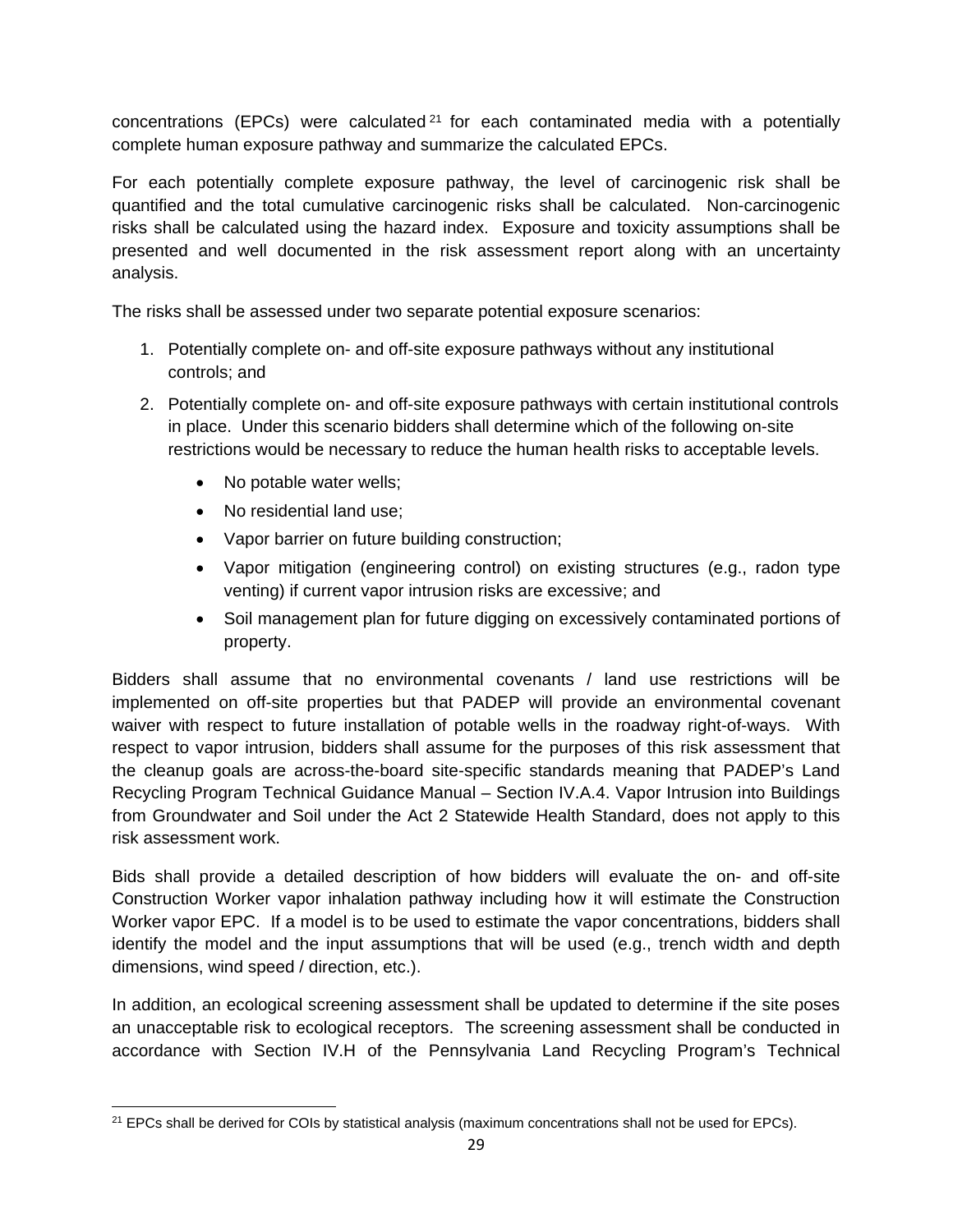concentrations (EPCs) were calculated[21] for each contaminated media with a potentially complete human exposure pathway and summarize the calculated EPCs.

For each potentially complete exposure pathway, the level of carcinogenic risk shall be quantified and the total cumulative carcinogenic risks shall be calculated. Non-carcinogenic risks shall be calculated using the hazard index. Exposure and toxicity assumptions shall be presented and well documented in the risk assessment report along with an uncertainty analysis.

The risks shall be assessed under two separate potential exposure scenarios:

1. Potentially complete on- and off-site exposure pathways without any institutional controls; and
2. Potentially complete on- and off-site exposure pathways with certain institutional controls in place. Under this scenario bidders shall determine which of the following on-site restrictions would be necessary to reduce the human health risks to acceptable levels.
   - No potable water wells;
   - No residential land use;
   - Vapor barrier on future building construction;
   - Vapor mitigation (engineering control) on existing structures (e.g., radon type venting) if current vapor intrusion risks are excessive; and
   - Soil management plan for future digging on excessively contaminated portions of property.

Bidders shall assume that no environmental covenants / land use restrictions will be implemented on off-site properties but that PADEP will provide an environmental covenant waiver with respect to future installation of potable wells in the roadway right-of-ways. With respect to vapor intrusion, bidders shall assume for the purposes of this risk assessment that the cleanup goals are across-the-board site-specific standards meaning that PADEP's Land Recycling Program Technical Guidance Manual – Section IV.A.4. Vapor Intrusion into Buildings from Groundwater and Soil under the Act 2 Statewide Health Standard, does not apply to this risk assessment work.

Bids shall provide a detailed description of how bidders will evaluate the on- and off-site Construction Worker vapor inhalation pathway including how it will estimate the Construction Worker vapor EPC. If a model is to be used to estimate the vapor concentrations, bidders shall identify the model and the input assumptions that will be used (e.g., trench width and depth dimensions, wind speed / direction, etc.).

In addition, an ecological screening assessment shall be updated to determine if the site poses an unacceptable risk to ecological receptors. The screening assessment shall be conducted in accordance with Section IV.H of the Pennsylvania Land Recycling Program's Technical

[21] EPCs shall be derived for COIs by statistical analysis (maximum concentrations shall not be used for EPCs).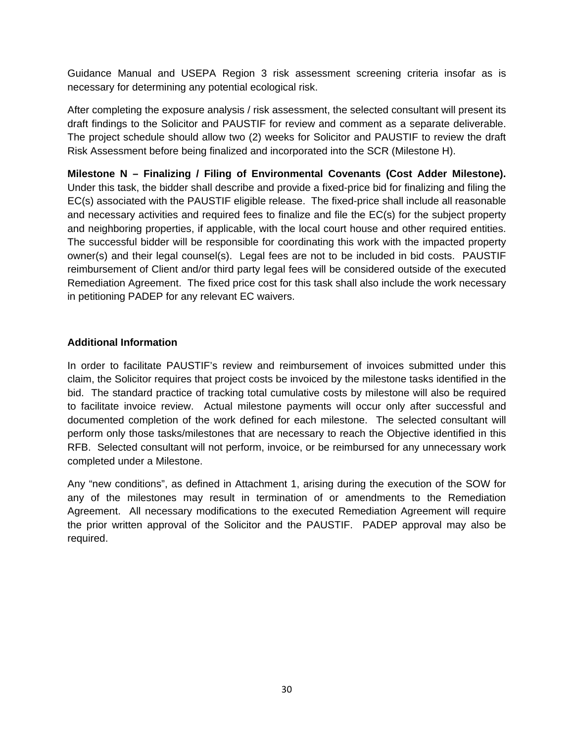Guidance Manual and USEPA Region 3 risk assessment screening criteria insofar as is necessary for determining any potential ecological risk.

After completing the exposure analysis / risk assessment, the selected consultant will present its draft findings to the Solicitor and PAUSTIF for review and comment as a separate deliverable. The project schedule should allow two (2) weeks for Solicitor and PAUSTIF to review the draft Risk Assessment before being finalized and incorporated into the SCR (Milestone H).

**Milestone N – Finalizing / Filing of Environmental Covenants (Cost Adder Milestone).** Under this task, the bidder shall describe and provide a fixed-price bid for finalizing and filing the EC(s) associated with the PAUSTIF eligible release. The fixed-price shall include all reasonable and necessary activities and required fees to finalize and file the EC(s) for the subject property and neighboring properties, if applicable, with the local court house and other required entities. The successful bidder will be responsible for coordinating this work with the impacted property owner(s) and their legal counsel(s). Legal fees are not to be included in bid costs. PAUSTIF reimbursement of Client and/or third party legal fees will be considered outside of the executed Remediation Agreement. The fixed price cost for this task shall also include the work necessary in petitioning PADEP for any relevant EC waivers.

### Additional Information

In order to facilitate PAUSTIF's review and reimbursement of invoices submitted under this claim, the Solicitor requires that project costs be invoiced by the milestone tasks identified in the bid. The standard practice of tracking total cumulative costs by milestone will also be required to facilitate invoice review. Actual milestone payments will occur only after successful and documented completion of the work defined for each milestone. The selected consultant will perform only those tasks/milestones that are necessary to reach the Objective identified in this RFB. Selected consultant will not perform, invoice, or be reimbursed for any unnecessary work completed under a Milestone.

Any "new conditions", as defined in Attachment 1, arising during the execution of the SOW for any of the milestones may result in termination of or amendments to the Remediation Agreement. All necessary modifications to the executed Remediation Agreement will require the prior written approval of the Solicitor and the PAUSTIF. PADEP approval may also be required.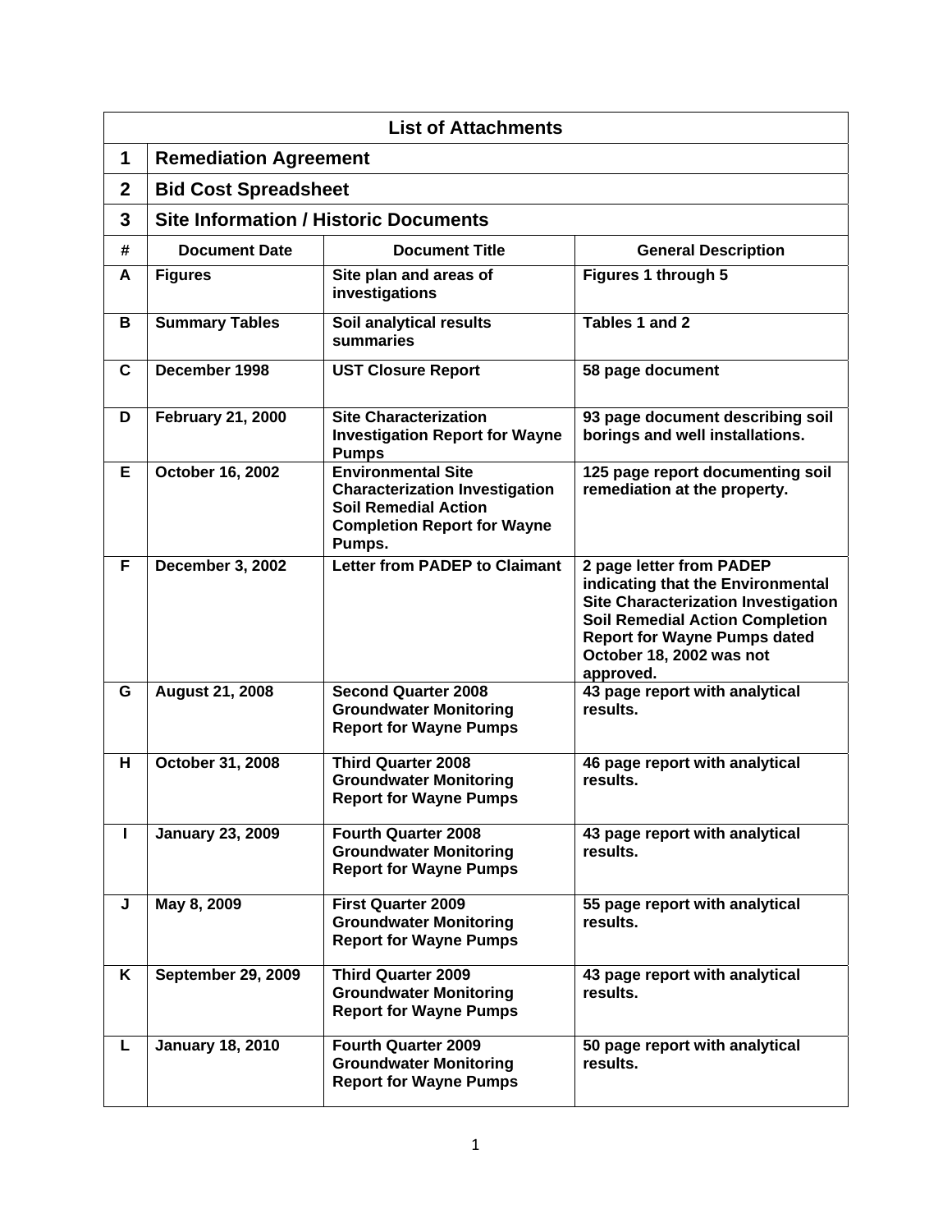| List of Attachments | | | |
|---|---|---|---|
| **1** | **Remediation Agreement** | | |
| **2** | **Bid Cost Spreadsheet** | | |
| **3** | **Site Information / Historic Documents** | | |
| **#** | **Document Date** | **Document Title** | **General Description** |
| **A** | **Figures** | **Site plan and areas of investigations** | **Figures 1 through 5** |
| **B** | **Summary Tables** | **Soil analytical results summaries** | **Tables 1 and 2** |
| **C** | **December 1998** | **UST Closure Report** | **58 page document** |
| **D** | **February 21, 2000** | **Site Characterization Investigation Report for Wayne Pumps** | **93 page document describing soil borings and well installations.** |
| **E** | **October 16, 2002** | **Environmental Site Characterization Investigation Soil Remedial Action Completion Report for Wayne Pumps.** | **125 page report documenting soil remediation at the property.** |
| **F** | **December 3, 2002** | **Letter from PADEP to Claimant** | **2 page letter from PADEP indicating that the Environmental Site Characterization Investigation Soil Remedial Action Completion Report for Wayne Pumps dated October 18, 2002 was not approved.** |
| **G** | **August 21, 2008** | **Second Quarter 2008 Groundwater Monitoring Report for Wayne Pumps** | **43 page report with analytical results.** |
| **H** | **October 31, 2008** | **Third Quarter 2008 Groundwater Monitoring Report for Wayne Pumps** | **46 page report with analytical results.** |
| **I** | **January 23, 2009** | **Fourth Quarter 2008 Groundwater Monitoring Report for Wayne Pumps** | **43 page report with analytical results.** |
| **J** | **May 8, 2009** | **First Quarter 2009 Groundwater Monitoring Report for Wayne Pumps** | **55 page report with analytical results.** |
| **K** | **September 29, 2009** | **Third Quarter 2009 Groundwater Monitoring Report for Wayne Pumps** | **43 page report with analytical results.** |
| **L** | **January 18, 2010** | **Fourth Quarter 2009 Groundwater Monitoring Report for Wayne Pumps** | **50 page report with analytical results.** |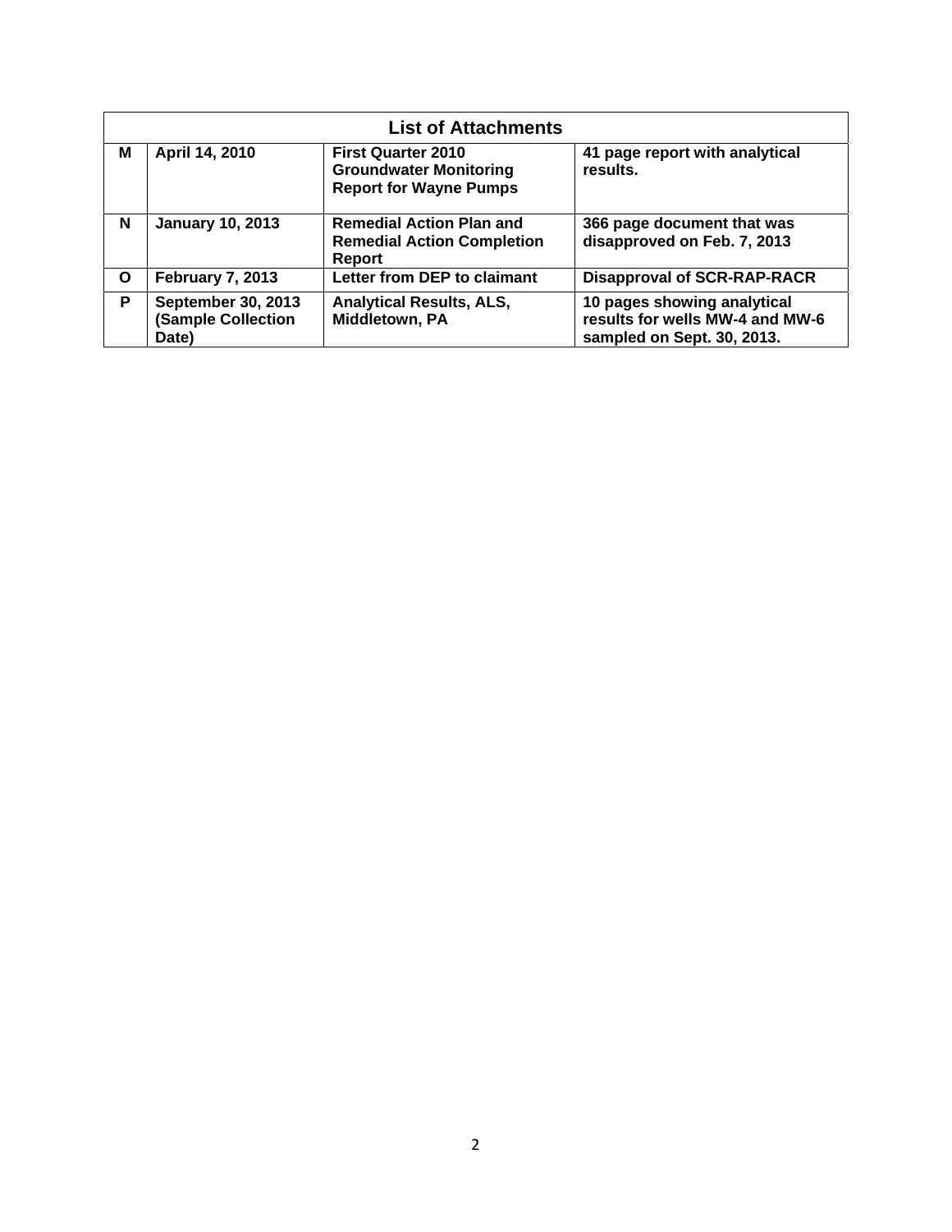| List of Attachments | | | |
|---|---|---|---|
| **M** | **April 14, 2010** | **First Quarter 2010 Groundwater Monitoring Report for Wayne Pumps** | **41 page report with analytical results.** |
| **N** | **January 10, 2013** | **Remedial Action Plan and Remedial Action Completion Report** | **366 page document that was disapproved on Feb. 7, 2013** |
| **O** | **February 7, 2013** | **Letter from DEP to claimant** | **Disapproval of SCR-RAP-RACR** |
| **P** | **September 30, 2013 (Sample Collection Date)** | **Analytical Results, ALS, Middletown, PA** | **10 pages showing analytical results for wells MW-4 and MW-6 sampled on Sept. 30, 2013.** |